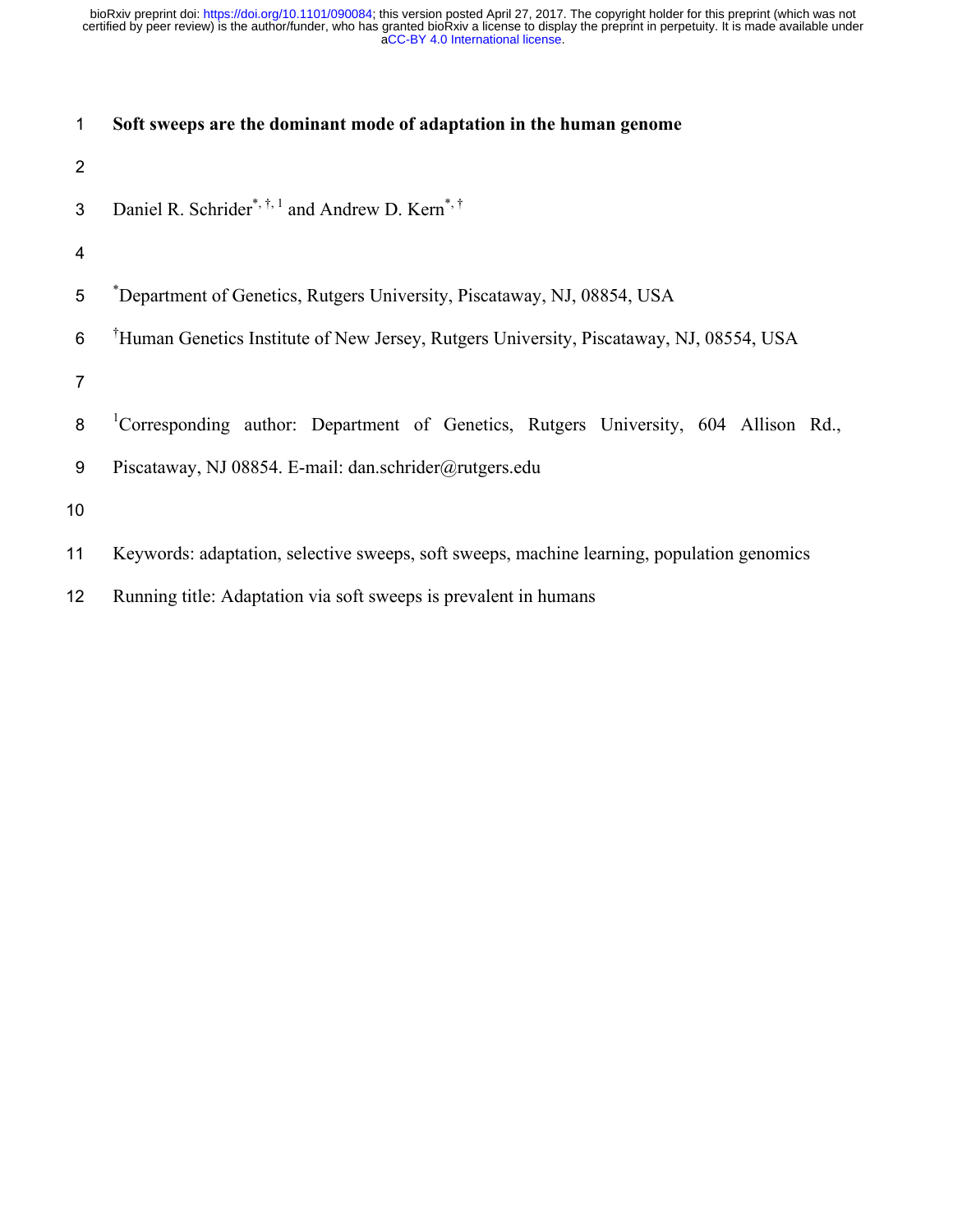# Soft sweeps are the dominant mode of adaptation in the human genome

Daniel R. Schrider[*, †, 1] and Andrew D. Kern[*, †]

[*]Department of Genetics, Rutgers University, Piscataway, NJ, 08854, USA

[†]Human Genetics Institute of New Jersey, Rutgers University, Piscataway, NJ, 08554, USA

[1]Corresponding author: Department of Genetics, Rutgers University, 604 Allison Rd., Piscataway, NJ 08854. E-mail: dan.schrider@rutgers.edu

Keywords: adaptation, selective sweeps, soft sweeps, machine learning, population genomics

Running title: Adaptation via soft sweeps is prevalent in humans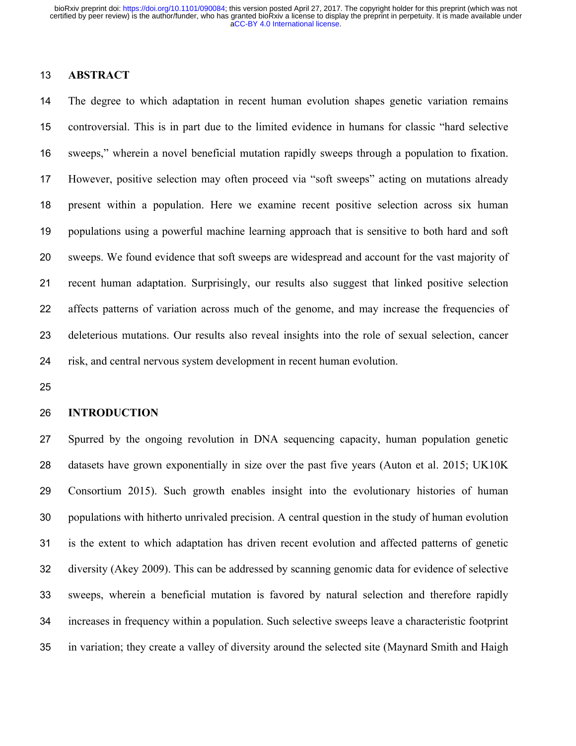## ABSTRACT

The degree to which adaptation in recent human evolution shapes genetic variation remains controversial. This is in part due to the limited evidence in humans for classic "hard selective sweeps," wherein a novel beneficial mutation rapidly sweeps through a population to fixation. However, positive selection may often proceed via "soft sweeps" acting on mutations already present within a population. Here we examine recent positive selection across six human populations using a powerful machine learning approach that is sensitive to both hard and soft sweeps. We found evidence that soft sweeps are widespread and account for the vast majority of recent human adaptation. Surprisingly, our results also suggest that linked positive selection affects patterns of variation across much of the genome, and may increase the frequencies of deleterious mutations. Our results also reveal insights into the role of sexual selection, cancer risk, and central nervous system development in recent human evolution.

## INTRODUCTION

Spurred by the ongoing revolution in DNA sequencing capacity, human population genetic datasets have grown exponentially in size over the past five years (Auton et al. 2015; UK10K Consortium 2015). Such growth enables insight into the evolutionary histories of human populations with hitherto unrivaled precision. A central question in the study of human evolution is the extent to which adaptation has driven recent evolution and affected patterns of genetic diversity (Akey 2009). This can be addressed by scanning genomic data for evidence of selective sweeps, wherein a beneficial mutation is favored by natural selection and therefore rapidly increases in frequency within a population. Such selective sweeps leave a characteristic footprint in variation; they create a valley of diversity around the selected site (Maynard Smith and Haigh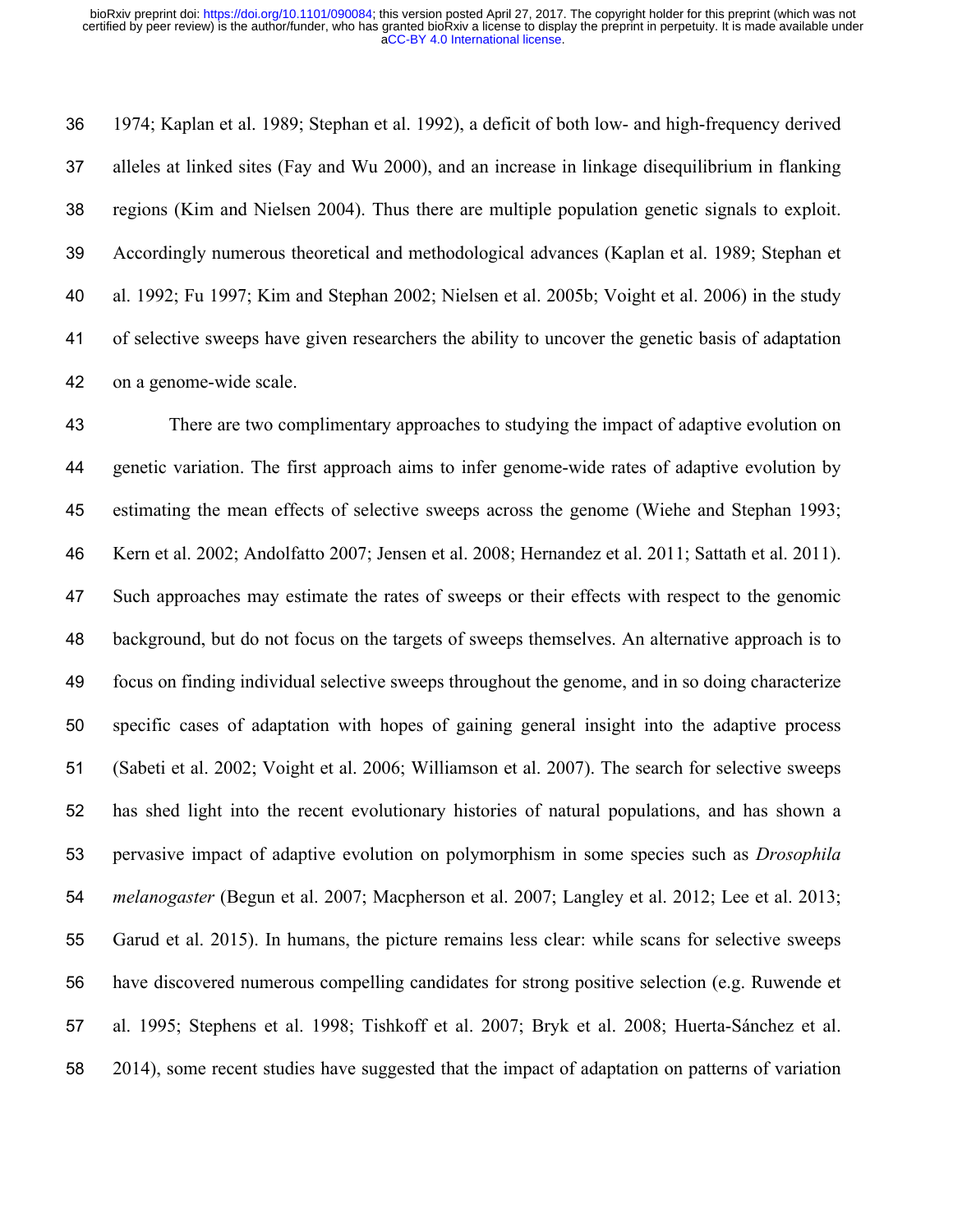1974; Kaplan et al. 1989; Stephan et al. 1992), a deficit of both low- and high-frequency derived alleles at linked sites (Fay and Wu 2000), and an increase in linkage disequilibrium in flanking regions (Kim and Nielsen 2004). Thus there are multiple population genetic signals to exploit. Accordingly numerous theoretical and methodological advances (Kaplan et al. 1989; Stephan et al. 1992; Fu 1997; Kim and Stephan 2002; Nielsen et al. 2005b; Voight et al. 2006) in the study of selective sweeps have given researchers the ability to uncover the genetic basis of adaptation on a genome-wide scale.

There are two complimentary approaches to studying the impact of adaptive evolution on genetic variation. The first approach aims to infer genome-wide rates of adaptive evolution by estimating the mean effects of selective sweeps across the genome (Wiehe and Stephan 1993; Kern et al. 2002; Andolfatto 2007; Jensen et al. 2008; Hernandez et al. 2011; Sattath et al. 2011). Such approaches may estimate the rates of sweeps or their effects with respect to the genomic background, but do not focus on the targets of sweeps themselves. An alternative approach is to focus on finding individual selective sweeps throughout the genome, and in so doing characterize specific cases of adaptation with hopes of gaining general insight into the adaptive process (Sabeti et al. 2002; Voight et al. 2006; Williamson et al. 2007). The search for selective sweeps has shed light into the recent evolutionary histories of natural populations, and has shown a pervasive impact of adaptive evolution on polymorphism in some species such as *Drosophila melanogaster* (Begun et al. 2007; Macpherson et al. 2007; Langley et al. 2012; Lee et al. 2013; Garud et al. 2015). In humans, the picture remains less clear: while scans for selective sweeps have discovered numerous compelling candidates for strong positive selection (e.g. Ruwende et al. 1995; Stephens et al. 1998; Tishkoff et al. 2007; Bryk et al. 2008; Huerta-Sánchez et al. 2014), some recent studies have suggested that the impact of adaptation on patterns of variation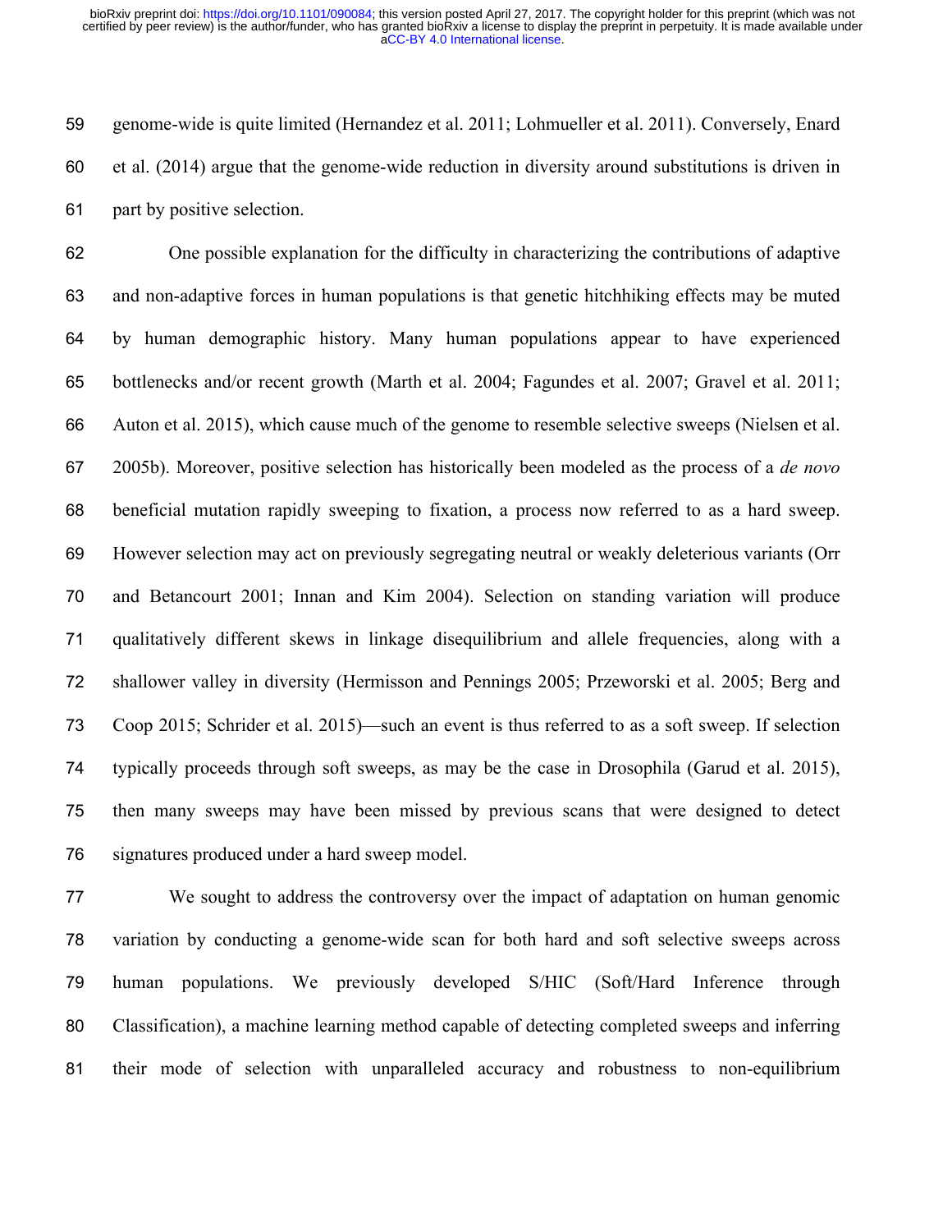genome-wide is quite limited (Hernandez et al. 2011; Lohmueller et al. 2011). Conversely, Enard et al. (2014) argue that the genome-wide reduction in diversity around substitutions is driven in part by positive selection.

One possible explanation for the difficulty in characterizing the contributions of adaptive and non-adaptive forces in human populations is that genetic hitchhiking effects may be muted by human demographic history. Many human populations appear to have experienced bottlenecks and/or recent growth (Marth et al. 2004; Fagundes et al. 2007; Gravel et al. 2011; Auton et al. 2015), which cause much of the genome to resemble selective sweeps (Nielsen et al. 2005b). Moreover, positive selection has historically been modeled as the process of a *de novo* beneficial mutation rapidly sweeping to fixation, a process now referred to as a hard sweep. However selection may act on previously segregating neutral or weakly deleterious variants (Orr and Betancourt 2001; Innan and Kim 2004). Selection on standing variation will produce qualitatively different skews in linkage disequilibrium and allele frequencies, along with a shallower valley in diversity (Hermisson and Pennings 2005; Przeworski et al. 2005; Berg and Coop 2015; Schrider et al. 2015)—such an event is thus referred to as a soft sweep. If selection typically proceeds through soft sweeps, as may be the case in Drosophila (Garud et al. 2015), then many sweeps may have been missed by previous scans that were designed to detect signatures produced under a hard sweep model.

We sought to address the controversy over the impact of adaptation on human genomic variation by conducting a genome-wide scan for both hard and soft selective sweeps across human populations. We previously developed S/HIC (Soft/Hard Inference through Classification), a machine learning method capable of detecting completed sweeps and inferring their mode of selection with unparalleled accuracy and robustness to non-equilibrium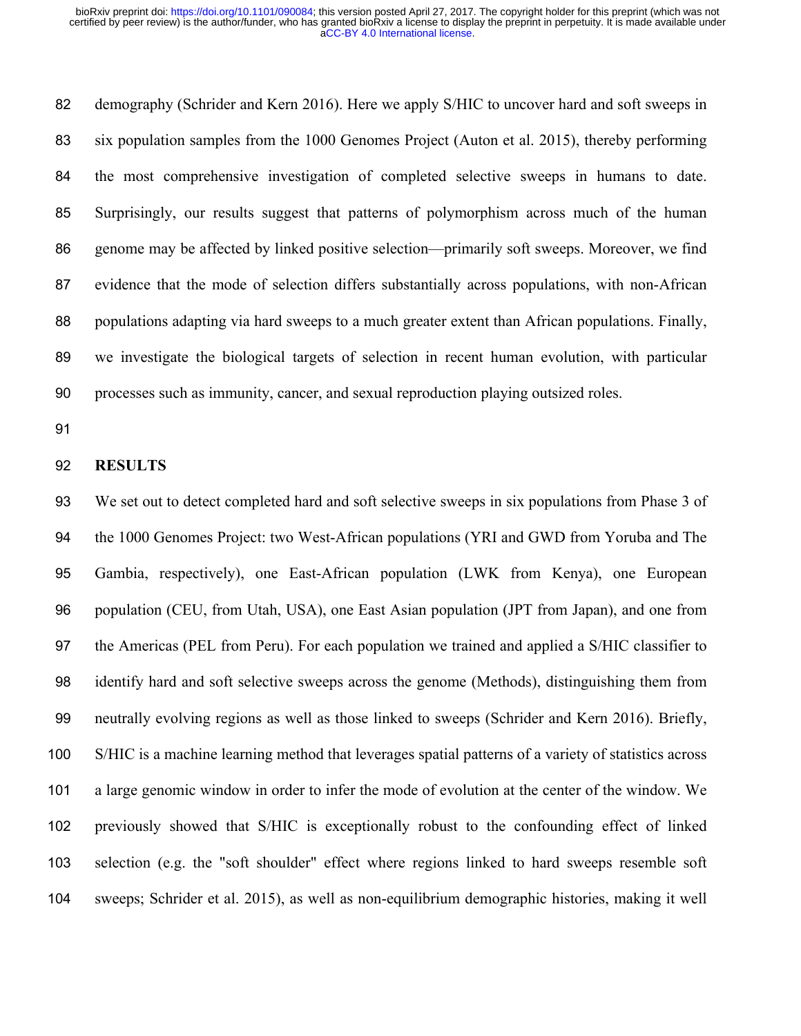demography (Schrider and Kern 2016). Here we apply S/HIC to uncover hard and soft sweeps in six population samples from the 1000 Genomes Project (Auton et al. 2015), thereby performing the most comprehensive investigation of completed selective sweeps in humans to date. Surprisingly, our results suggest that patterns of polymorphism across much of the human genome may be affected by linked positive selection—primarily soft sweeps. Moreover, we find evidence that the mode of selection differs substantially across populations, with non-African populations adapting via hard sweeps to a much greater extent than African populations. Finally, we investigate the biological targets of selection in recent human evolution, with particular processes such as immunity, cancer, and sexual reproduction playing outsized roles.

## RESULTS

We set out to detect completed hard and soft selective sweeps in six populations from Phase 3 of the 1000 Genomes Project: two West-African populations (YRI and GWD from Yoruba and The Gambia, respectively), one East-African population (LWK from Kenya), one European population (CEU, from Utah, USA), one East Asian population (JPT from Japan), and one from the Americas (PEL from Peru). For each population we trained and applied a S/HIC classifier to identify hard and soft selective sweeps across the genome (Methods), distinguishing them from neutrally evolving regions as well as those linked to sweeps (Schrider and Kern 2016). Briefly, S/HIC is a machine learning method that leverages spatial patterns of a variety of statistics across a large genomic window in order to infer the mode of evolution at the center of the window. We previously showed that S/HIC is exceptionally robust to the confounding effect of linked selection (e.g. the "soft shoulder" effect where regions linked to hard sweeps resemble soft sweeps; Schrider et al. 2015), as well as non-equilibrium demographic histories, making it well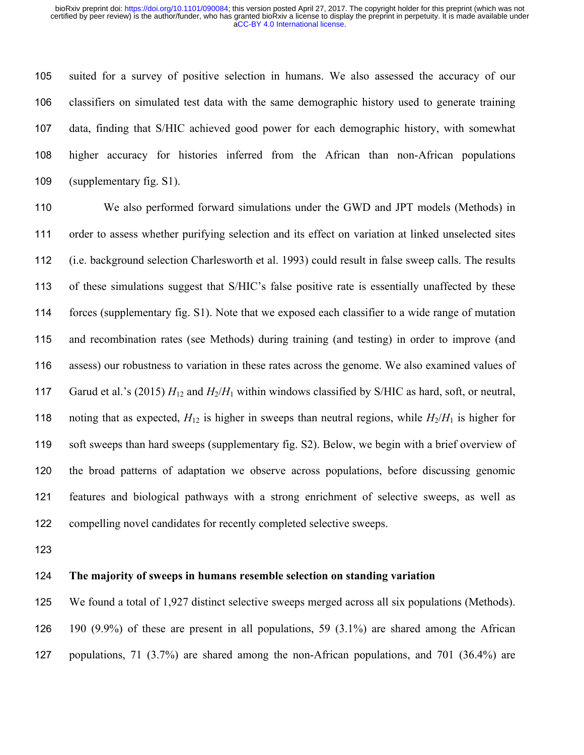suited for a survey of positive selection in humans. We also assessed the accuracy of our classifiers on simulated test data with the same demographic history used to generate training data, finding that S/HIC achieved good power for each demographic history, with somewhat higher accuracy for histories inferred from the African than non-African populations (supplementary fig. S1).

We also performed forward simulations under the GWD and JPT models (Methods) in order to assess whether purifying selection and its effect on variation at linked unselected sites (i.e. background selection Charlesworth et al. 1993) could result in false sweep calls. The results of these simulations suggest that S/HIC's false positive rate is essentially unaffected by these forces (supplementary fig. S1). Note that we exposed each classifier to a wide range of mutation and recombination rates (see Methods) during training (and testing) in order to improve (and assess) our robustness to variation in these rates across the genome. We also examined values of Garud et al.'s (2015) $H_{12}$ and $H_2/H_1$ within windows classified by S/HIC as hard, soft, or neutral, noting that as expected, $H_{12}$ is higher in sweeps than neutral regions, while $H_2/H_1$ is higher for soft sweeps than hard sweeps (supplementary fig. S2). Below, we begin with a brief overview of the broad patterns of adaptation we observe across populations, before discussing genomic features and biological pathways with a strong enrichment of selective sweeps, as well as compelling novel candidates for recently completed selective sweeps.

**The majority of sweeps in humans resemble selection on standing variation**

We found a total of 1,927 distinct selective sweeps merged across all six populations (Methods). 190 (9.9%) of these are present in all populations, 59 (3.1%) are shared among the African populations, 71 (3.7%) are shared among the non-African populations, and 701 (36.4%) are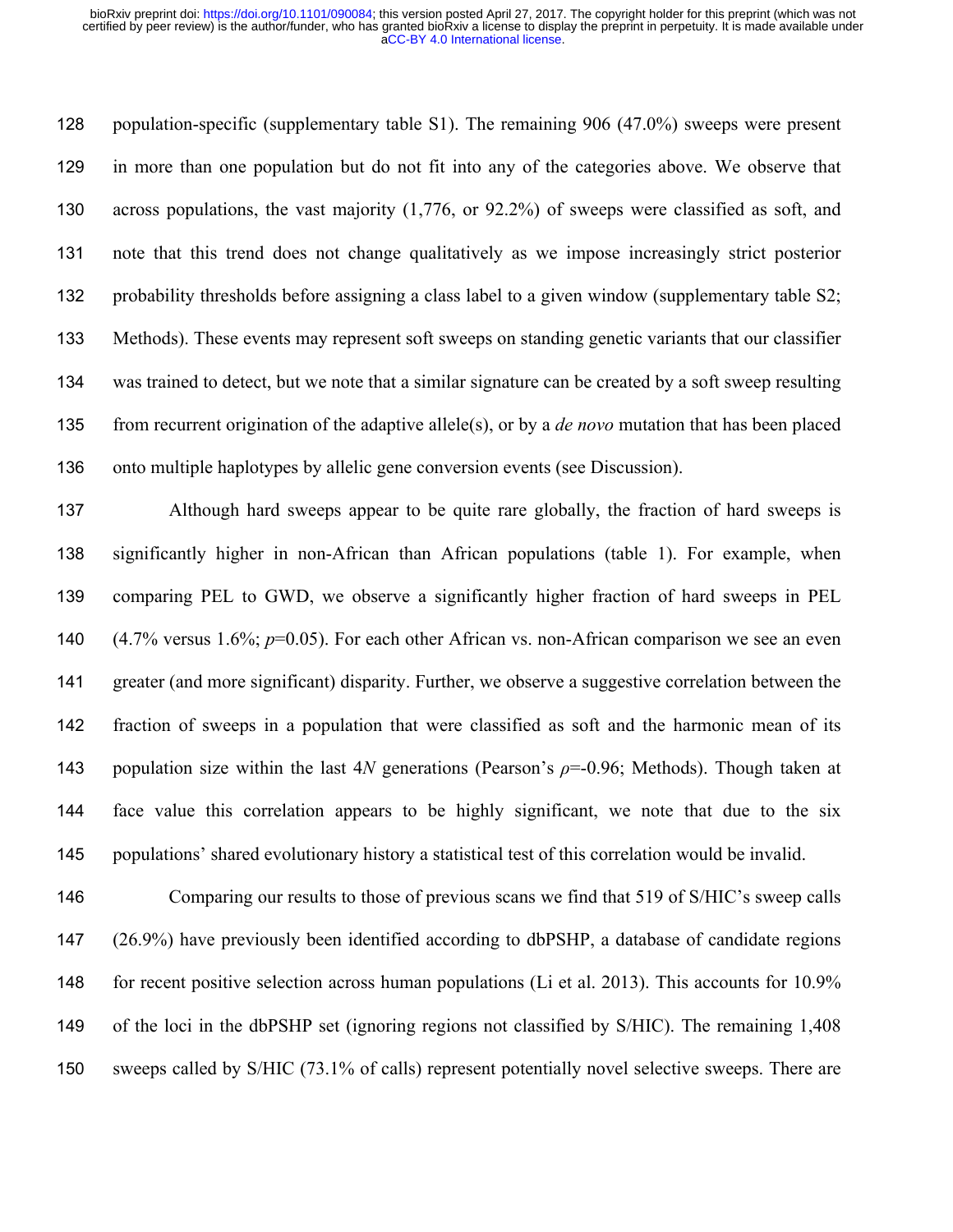population-specific (supplementary table S1). The remaining 906 (47.0%) sweeps were present in more than one population but do not fit into any of the categories above. We observe that across populations, the vast majority (1,776, or 92.2%) of sweeps were classified as soft, and note that this trend does not change qualitatively as we impose increasingly strict posterior probability thresholds before assigning a class label to a given window (supplementary table S2; Methods). These events may represent soft sweeps on standing genetic variants that our classifier was trained to detect, but we note that a similar signature can be created by a soft sweep resulting from recurrent origination of the adaptive allele(s), or by a *de novo* mutation that has been placed onto multiple haplotypes by allelic gene conversion events (see Discussion).

Although hard sweeps appear to be quite rare globally, the fraction of hard sweeps is significantly higher in non-African than African populations (table 1). For example, when comparing PEL to GWD, we observe a significantly higher fraction of hard sweeps in PEL (4.7% versus 1.6%; $p$=0.05). For each other African vs. non-African comparison we see an even greater (and more significant) disparity. Further, we observe a suggestive correlation between the fraction of sweeps in a population that were classified as soft and the harmonic mean of its population size within the last $4N$ generations (Pearson's $\rho$=-0.96; Methods). Though taken at face value this correlation appears to be highly significant, we note that due to the six populations' shared evolutionary history a statistical test of this correlation would be invalid.

Comparing our results to those of previous scans we find that 519 of S/HIC's sweep calls (26.9%) have previously been identified according to dbPSHP, a database of candidate regions for recent positive selection across human populations (Li et al. 2013). This accounts for 10.9% of the loci in the dbPSHP set (ignoring regions not classified by S/HIC). The remaining 1,408 sweeps called by S/HIC (73.1% of calls) represent potentially novel selective sweeps. There are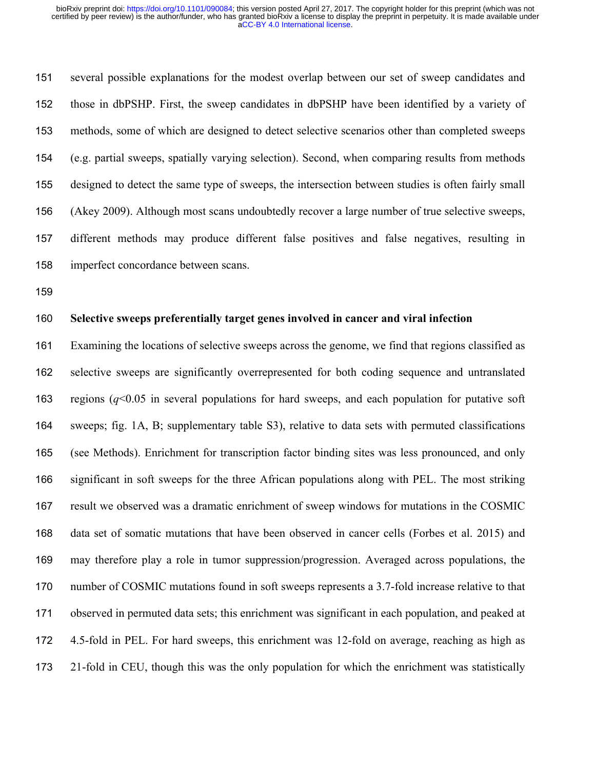several possible explanations for the modest overlap between our set of sweep candidates and those in dbPSHP. First, the sweep candidates in dbPSHP have been identified by a variety of methods, some of which are designed to detect selective scenarios other than completed sweeps (e.g. partial sweeps, spatially varying selection). Second, when comparing results from methods designed to detect the same type of sweeps, the intersection between studies is often fairly small (Akey 2009). Although most scans undoubtedly recover a large number of true selective sweeps, different methods may produce different false positives and false negatives, resulting in imperfect concordance between scans.

**Selective sweeps preferentially target genes involved in cancer and viral infection**

Examining the locations of selective sweeps across the genome, we find that regions classified as selective sweeps are significantly overrepresented for both coding sequence and untranslated regions ($q$<0.05 in several populations for hard sweeps, and each population for putative soft sweeps; fig. 1A, B; supplementary table S3), relative to data sets with permuted classifications (see Methods). Enrichment for transcription factor binding sites was less pronounced, and only significant in soft sweeps for the three African populations along with PEL. The most striking result we observed was a dramatic enrichment of sweep windows for mutations in the COSMIC data set of somatic mutations that have been observed in cancer cells (Forbes et al. 2015) and may therefore play a role in tumor suppression/progression. Averaged across populations, the number of COSMIC mutations found in soft sweeps represents a 3.7-fold increase relative to that observed in permuted data sets; this enrichment was significant in each population, and peaked at 4.5-fold in PEL. For hard sweeps, this enrichment was 12-fold on average, reaching as high as 21-fold in CEU, though this was the only population for which the enrichment was statistically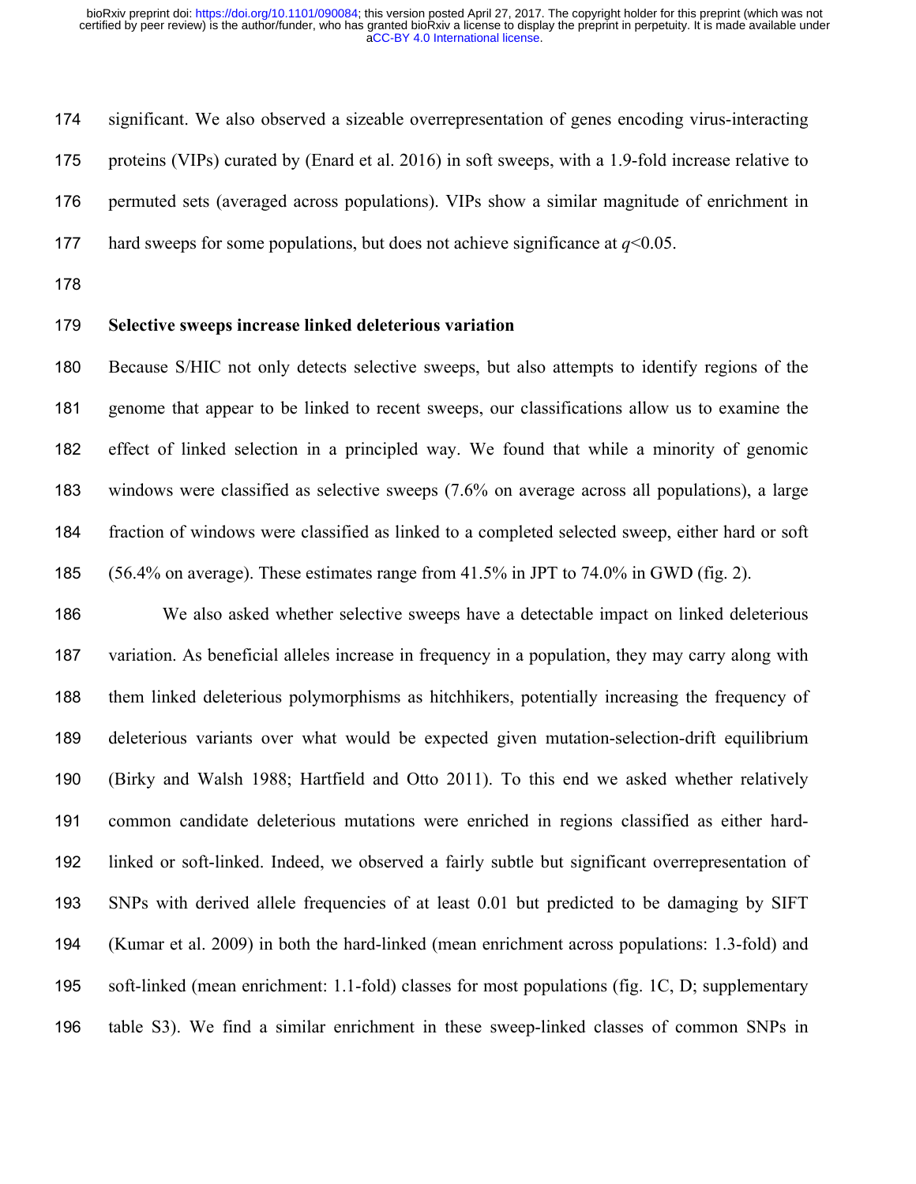significant. We also observed a sizeable overrepresentation of genes encoding virus-interacting proteins (VIPs) curated by (Enard et al. 2016) in soft sweeps, with a 1.9-fold increase relative to permuted sets (averaged across populations). VIPs show a similar magnitude of enrichment in hard sweeps for some populations, but does not achieve significance at $q$<0.05.

**Selective sweeps increase linked deleterious variation**

Because S/HIC not only detects selective sweeps, but also attempts to identify regions of the genome that appear to be linked to recent sweeps, our classifications allow us to examine the effect of linked selection in a principled way. We found that while a minority of genomic windows were classified as selective sweeps (7.6% on average across all populations), a large fraction of windows were classified as linked to a completed selected sweep, either hard or soft (56.4% on average). These estimates range from 41.5% in JPT to 74.0% in GWD (fig. 2).

We also asked whether selective sweeps have a detectable impact on linked deleterious variation. As beneficial alleles increase in frequency in a population, they may carry along with them linked deleterious polymorphisms as hitchhikers, potentially increasing the frequency of deleterious variants over what would be expected given mutation-selection-drift equilibrium (Birky and Walsh 1988; Hartfield and Otto 2011). To this end we asked whether relatively common candidate deleterious mutations were enriched in regions classified as either hard-linked or soft-linked. Indeed, we observed a fairly subtle but significant overrepresentation of SNPs with derived allele frequencies of at least 0.01 but predicted to be damaging by SIFT (Kumar et al. 2009) in both the hard-linked (mean enrichment across populations: 1.3-fold) and soft-linked (mean enrichment: 1.1-fold) classes for most populations (fig. 1C, D; supplementary table S3). We find a similar enrichment in these sweep-linked classes of common SNPs in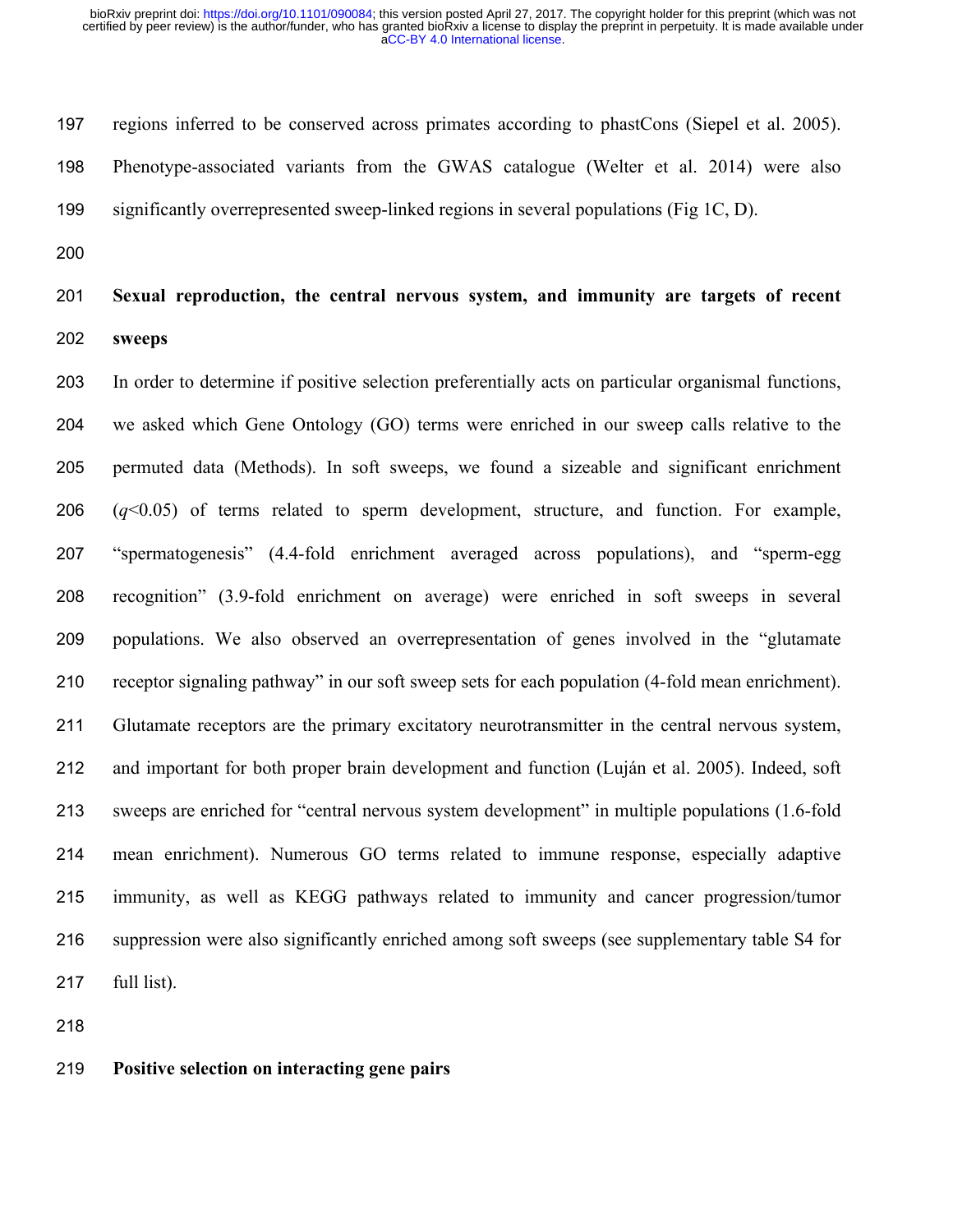regions inferred to be conserved across primates according to phastCons (Siepel et al. 2005). Phenotype-associated variants from the GWAS catalogue (Welter et al. 2014) were also significantly overrepresented sweep-linked regions in several populations (Fig 1C, D).

## Sexual reproduction, the central nervous system, and immunity are targets of recent sweeps

In order to determine if positive selection preferentially acts on particular organismal functions, we asked which Gene Ontology (GO) terms were enriched in our sweep calls relative to the permuted data (Methods). In soft sweeps, we found a sizeable and significant enrichment ($q$<0.05) of terms related to sperm development, structure, and function. For example, "spermatogenesis" (4.4-fold enrichment averaged across populations), and "sperm-egg recognition" (3.9-fold enrichment on average) were enriched in soft sweeps in several populations. We also observed an overrepresentation of genes involved in the "glutamate receptor signaling pathway" in our soft sweep sets for each population (4-fold mean enrichment). Glutamate receptors are the primary excitatory neurotransmitter in the central nervous system, and important for both proper brain development and function (Luján et al. 2005). Indeed, soft sweeps are enriched for "central nervous system development" in multiple populations (1.6-fold mean enrichment). Numerous GO terms related to immune response, especially adaptive immunity, as well as KEGG pathways related to immunity and cancer progression/tumor suppression were also significantly enriched among soft sweeps (see supplementary table S4 for full list).

## Positive selection on interacting gene pairs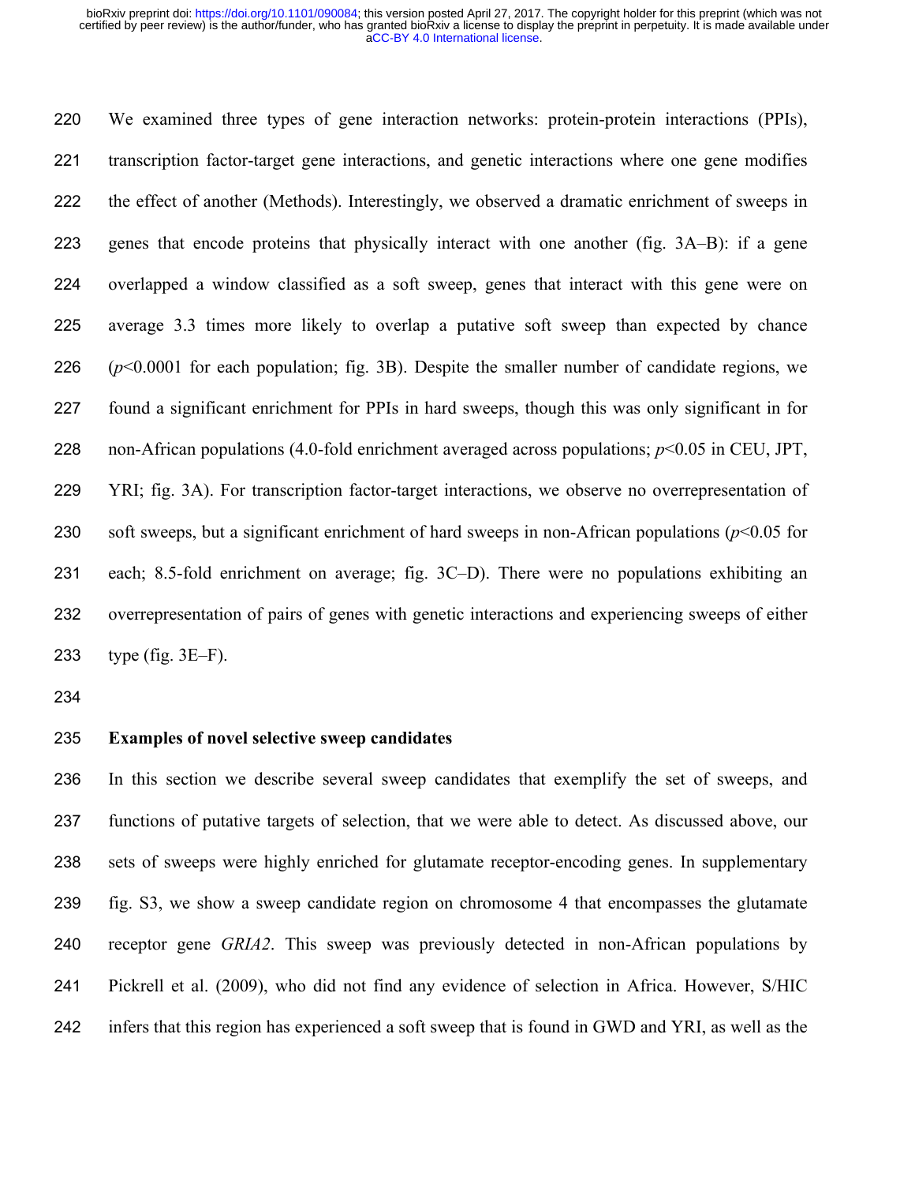We examined three types of gene interaction networks: protein-protein interactions (PPIs), transcription factor-target gene interactions, and genetic interactions where one gene modifies the effect of another (Methods). Interestingly, we observed a dramatic enrichment of sweeps in genes that encode proteins that physically interact with one another (fig. 3A–B): if a gene overlapped a window classified as a soft sweep, genes that interact with this gene were on average 3.3 times more likely to overlap a putative soft sweep than expected by chance ($p<0.0001$ for each population; fig. 3B). Despite the smaller number of candidate regions, we found a significant enrichment for PPIs in hard sweeps, though this was only significant in for non-African populations (4.0-fold enrichment averaged across populations; $p<0.05$ in CEU, JPT, YRI; fig. 3A). For transcription factor-target interactions, we observe no overrepresentation of soft sweeps, but a significant enrichment of hard sweeps in non-African populations ($p<0.05$ for each; 8.5-fold enrichment on average; fig. 3C–D). There were no populations exhibiting an overrepresentation of pairs of genes with genetic interactions and experiencing sweeps of either type (fig. 3E–F).

## Examples of novel selective sweep candidates

In this section we describe several sweep candidates that exemplify the set of sweeps, and functions of putative targets of selection, that we were able to detect. As discussed above, our sets of sweeps were highly enriched for glutamate receptor-encoding genes. In supplementary fig. S3, we show a sweep candidate region on chromosome 4 that encompasses the glutamate receptor gene *GRIA2*. This sweep was previously detected in non-African populations by Pickrell et al. (2009), who did not find any evidence of selection in Africa. However, S/HIC infers that this region has experienced a soft sweep that is found in GWD and YRI, as well as the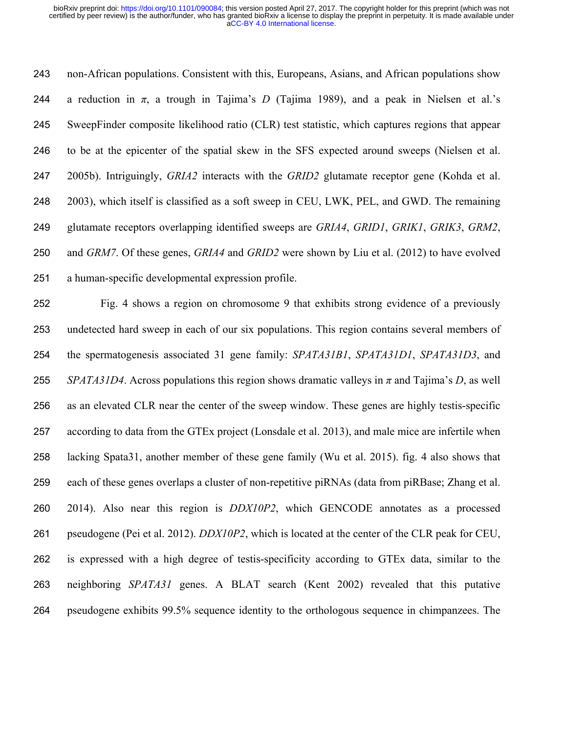non-African populations. Consistent with this, Europeans, Asians, and African populations show a reduction in $\pi$, a trough in Tajima's $D$ (Tajima 1989), and a peak in Nielsen et al.'s SweepFinder composite likelihood ratio (CLR) test statistic, which captures regions that appear to be at the epicenter of the spatial skew in the SFS expected around sweeps (Nielsen et al. 2005b). Intriguingly, *GRIA2* interacts with the *GRID2* glutamate receptor gene (Kohda et al. 2003), which itself is classified as a soft sweep in CEU, LWK, PEL, and GWD. The remaining glutamate receptors overlapping identified sweeps are *GRIA4*, *GRID1*, *GRIK1*, *GRIK3*, *GRM2*, and *GRM7*. Of these genes, *GRIA4* and *GRID2* were shown by Liu et al. (2012) to have evolved a human-specific developmental expression profile.

Fig. 4 shows a region on chromosome 9 that exhibits strong evidence of a previously undetected hard sweep in each of our six populations. This region contains several members of the spermatogenesis associated 31 gene family: *SPATA31B1*, *SPATA31D1*, *SPATA31D3*, and *SPATA31D4*. Across populations this region shows dramatic valleys in $\pi$ and Tajima's $D$, as well as an elevated CLR near the center of the sweep window. These genes are highly testis-specific according to data from the GTEx project (Lonsdale et al. 2013), and male mice are infertile when lacking Spata31, another member of these gene family (Wu et al. 2015). fig. 4 also shows that each of these genes overlaps a cluster of non-repetitive piRNAs (data from piRBase; Zhang et al. 2014). Also near this region is *DDX10P2*, which GENCODE annotates as a processed pseudogene (Pei et al. 2012). *DDX10P2*, which is located at the center of the CLR peak for CEU, is expressed with a high degree of testis-specificity according to GTEx data, similar to the neighboring *SPATA31* genes. A BLAT search (Kent 2002) revealed that this putative pseudogene exhibits 99.5% sequence identity to the orthologous sequence in chimpanzees. The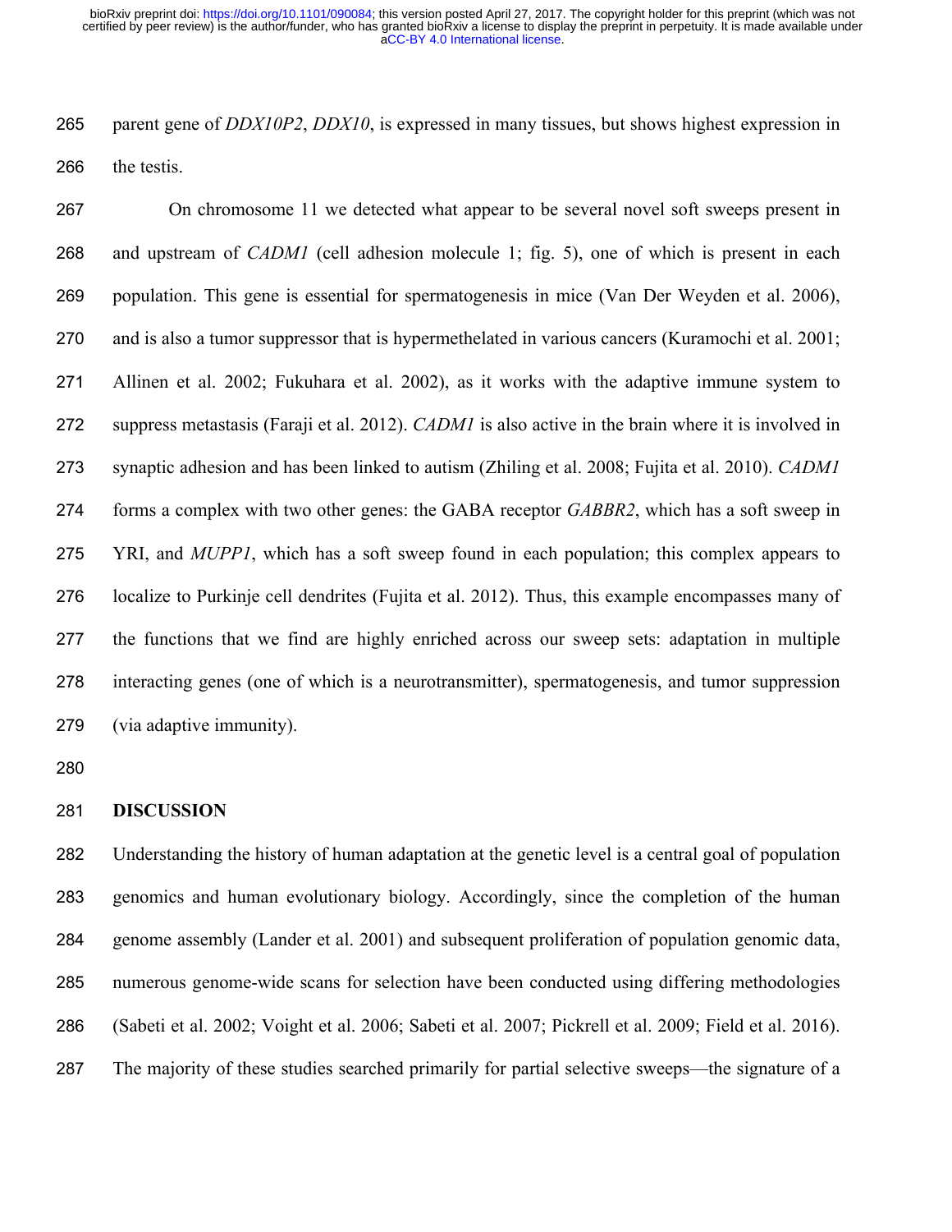parent gene of *DDX10P2*, *DDX10*, is expressed in many tissues, but shows highest expression in the testis.

On chromosome 11 we detected what appear to be several novel soft sweeps present in and upstream of *CADM1* (cell adhesion molecule 1; fig. 5), one of which is present in each population. This gene is essential for spermatogenesis in mice (Van Der Weyden et al. 2006), and is also a tumor suppressor that is hypermethelated in various cancers (Kuramochi et al. 2001; Allinen et al. 2002; Fukuhara et al. 2002), as it works with the adaptive immune system to suppress metastasis (Faraji et al. 2012). *CADM1* is also active in the brain where it is involved in synaptic adhesion and has been linked to autism (Zhiling et al. 2008; Fujita et al. 2010). *CADM1* forms a complex with two other genes: the GABA receptor *GABBR2*, which has a soft sweep in YRI, and *MUPP1*, which has a soft sweep found in each population; this complex appears to localize to Purkinje cell dendrites (Fujita et al. 2012). Thus, this example encompasses many of the functions that we find are highly enriched across our sweep sets: adaptation in multiple interacting genes (one of which is a neurotransmitter), spermatogenesis, and tumor suppression (via adaptive immunity).

## DISCUSSION

Understanding the history of human adaptation at the genetic level is a central goal of population genomics and human evolutionary biology. Accordingly, since the completion of the human genome assembly (Lander et al. 2001) and subsequent proliferation of population genomic data, numerous genome-wide scans for selection have been conducted using differing methodologies (Sabeti et al. 2002; Voight et al. 2006; Sabeti et al. 2007; Pickrell et al. 2009; Field et al. 2016). The majority of these studies searched primarily for partial selective sweeps—the signature of a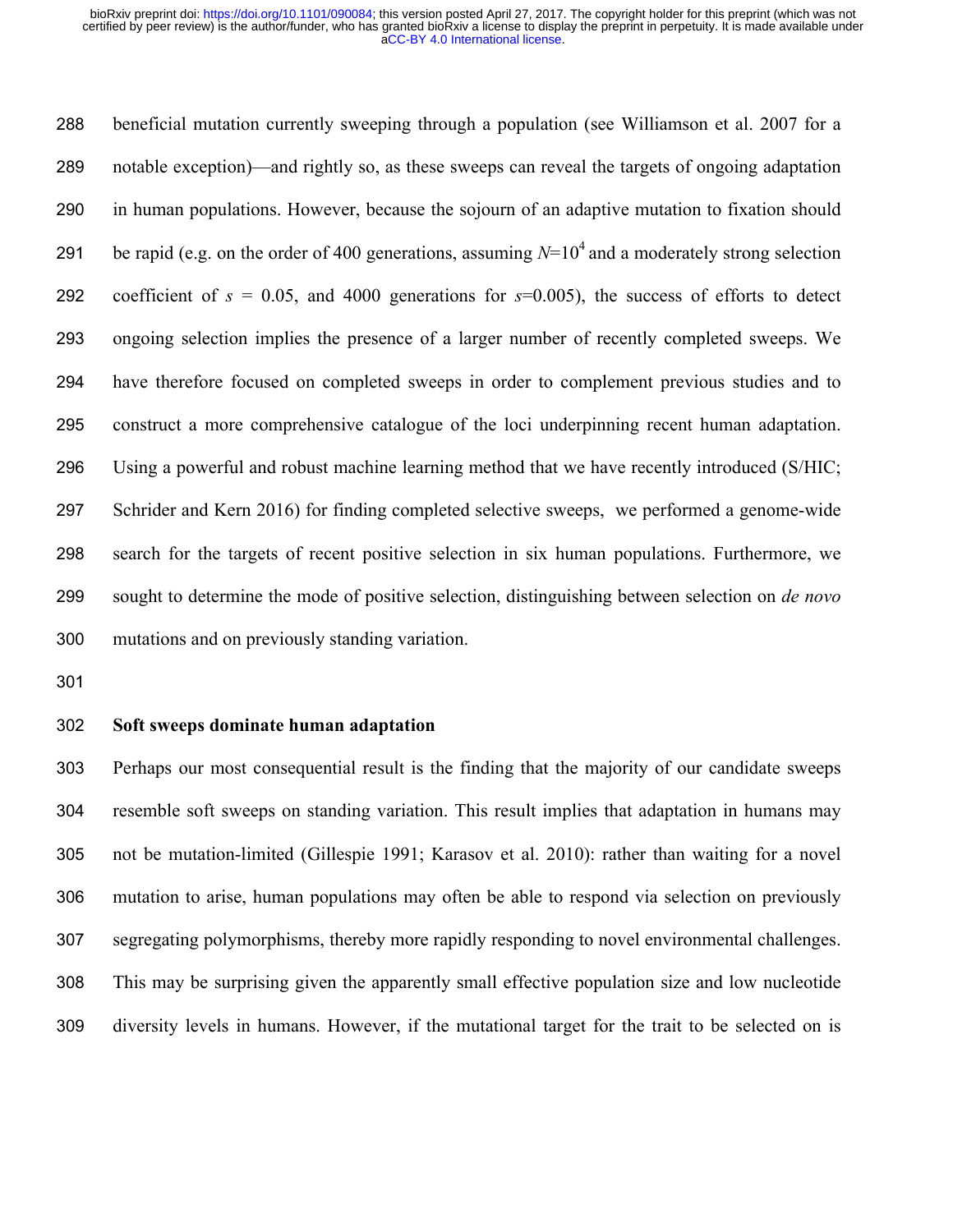beneficial mutation currently sweeping through a population (see Williamson et al. 2007 for a notable exception)—and rightly so, as these sweeps can reveal the targets of ongoing adaptation in human populations. However, because the sojourn of an adaptive mutation to fixation should be rapid (e.g. on the order of 400 generations, assuming $N$=$10^4$ and a moderately strong selection coefficient of $s$ = 0.05, and 4000 generations for $s$=0.005), the success of efforts to detect ongoing selection implies the presence of a larger number of recently completed sweeps. We have therefore focused on completed sweeps in order to complement previous studies and to construct a more comprehensive catalogue of the loci underpinning recent human adaptation. Using a powerful and robust machine learning method that we have recently introduced (S/HIC; Schrider and Kern 2016) for finding completed selective sweeps, we performed a genome-wide search for the targets of recent positive selection in six human populations. Furthermore, we sought to determine the mode of positive selection, distinguishing between selection on *de novo* mutations and on previously standing variation.

## Soft sweeps dominate human adaptation

Perhaps our most consequential result is the finding that the majority of our candidate sweeps resemble soft sweeps on standing variation. This result implies that adaptation in humans may not be mutation-limited (Gillespie 1991; Karasov et al. 2010): rather than waiting for a novel mutation to arise, human populations may often be able to respond via selection on previously segregating polymorphisms, thereby more rapidly responding to novel environmental challenges. This may be surprising given the apparently small effective population size and low nucleotide diversity levels in humans. However, if the mutational target for the trait to be selected on is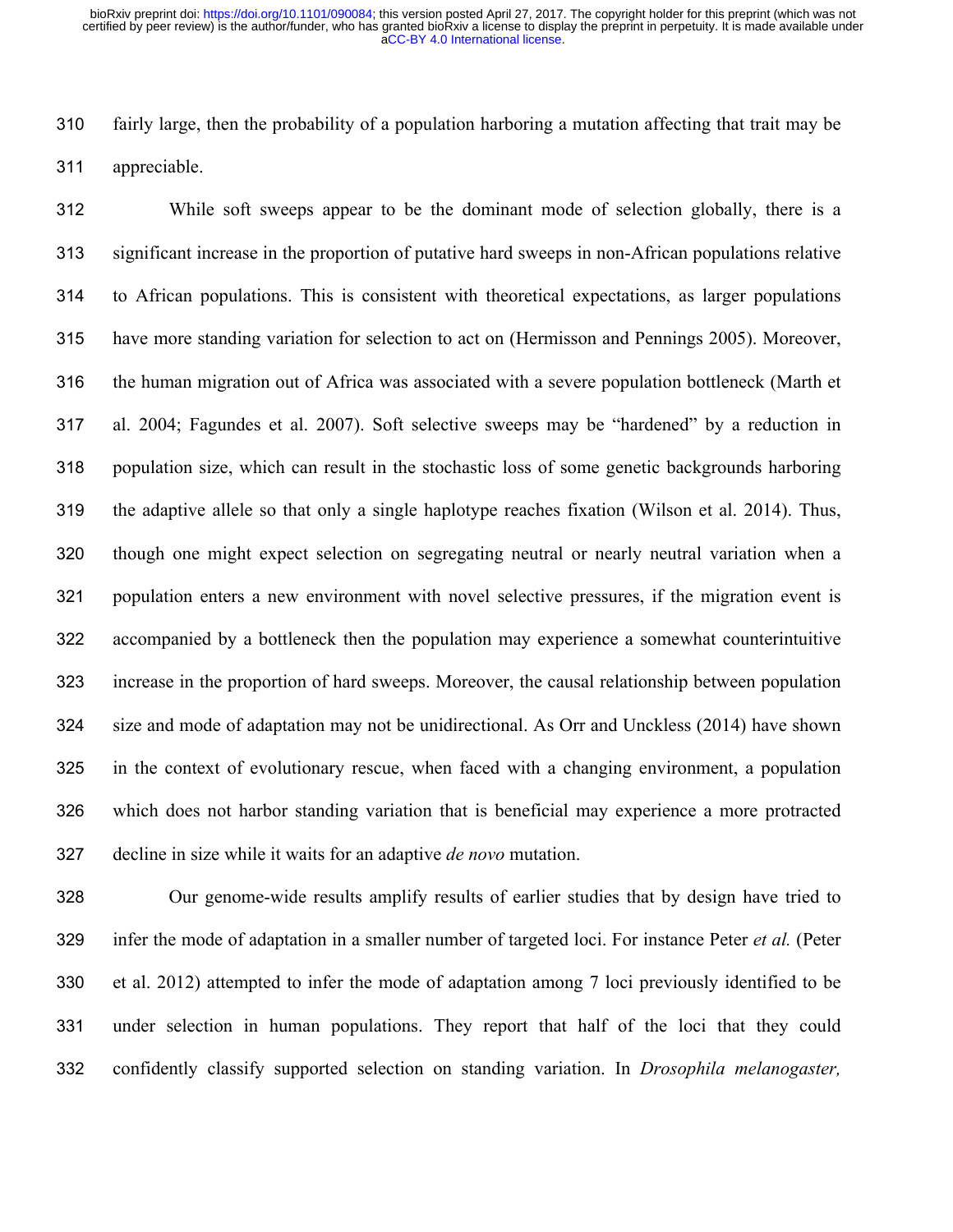fairly large, then the probability of a population harboring a mutation affecting that trait may be appreciable.

While soft sweeps appear to be the dominant mode of selection globally, there is a significant increase in the proportion of putative hard sweeps in non-African populations relative to African populations. This is consistent with theoretical expectations, as larger populations have more standing variation for selection to act on (Hermisson and Pennings 2005). Moreover, the human migration out of Africa was associated with a severe population bottleneck (Marth et al. 2004; Fagundes et al. 2007). Soft selective sweeps may be "hardened" by a reduction in population size, which can result in the stochastic loss of some genetic backgrounds harboring the adaptive allele so that only a single haplotype reaches fixation (Wilson et al. 2014). Thus, though one might expect selection on segregating neutral or nearly neutral variation when a population enters a new environment with novel selective pressures, if the migration event is accompanied by a bottleneck then the population may experience a somewhat counterintuitive increase in the proportion of hard sweeps. Moreover, the causal relationship between population size and mode of adaptation may not be unidirectional. As Orr and Unckless (2014) have shown in the context of evolutionary rescue, when faced with a changing environment, a population which does not harbor standing variation that is beneficial may experience a more protracted decline in size while it waits for an adaptive *de novo* mutation.

Our genome-wide results amplify results of earlier studies that by design have tried to infer the mode of adaptation in a smaller number of targeted loci. For instance Peter *et al.* (Peter et al. 2012) attempted to infer the mode of adaptation among 7 loci previously identified to be under selection in human populations. They report that half of the loci that they could confidently classify supported selection on standing variation. In *Drosophila melanogaster,*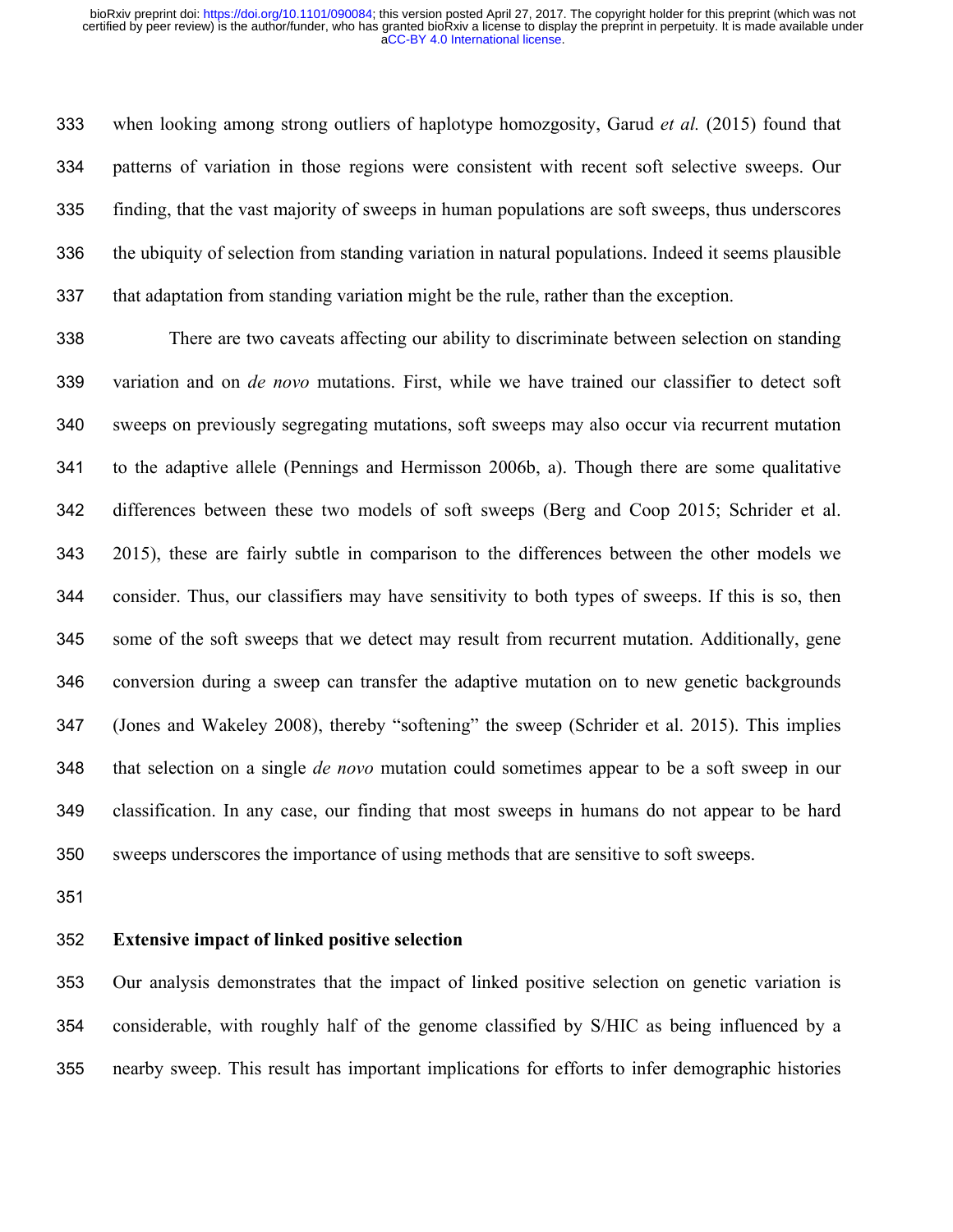when looking among strong outliers of haplotype homozgosity, Garud *et al.* (2015) found that patterns of variation in those regions were consistent with recent soft selective sweeps. Our finding, that the vast majority of sweeps in human populations are soft sweeps, thus underscores the ubiquity of selection from standing variation in natural populations. Indeed it seems plausible that adaptation from standing variation might be the rule, rather than the exception.

There are two caveats affecting our ability to discriminate between selection on standing variation and on *de novo* mutations. First, while we have trained our classifier to detect soft sweeps on previously segregating mutations, soft sweeps may also occur via recurrent mutation to the adaptive allele (Pennings and Hermisson 2006b, a). Though there are some qualitative differences between these two models of soft sweeps (Berg and Coop 2015; Schrider et al. 2015), these are fairly subtle in comparison to the differences between the other models we consider. Thus, our classifiers may have sensitivity to both types of sweeps. If this is so, then some of the soft sweeps that we detect may result from recurrent mutation. Additionally, gene conversion during a sweep can transfer the adaptive mutation on to new genetic backgrounds (Jones and Wakeley 2008), thereby "softening" the sweep (Schrider et al. 2015). This implies that selection on a single *de novo* mutation could sometimes appear to be a soft sweep in our classification. In any case, our finding that most sweeps in humans do not appear to be hard sweeps underscores the importance of using methods that are sensitive to soft sweeps.

**Extensive impact of linked positive selection**

Our analysis demonstrates that the impact of linked positive selection on genetic variation is considerable, with roughly half of the genome classified by S/HIC as being influenced by a nearby sweep. This result has important implications for efforts to infer demographic histories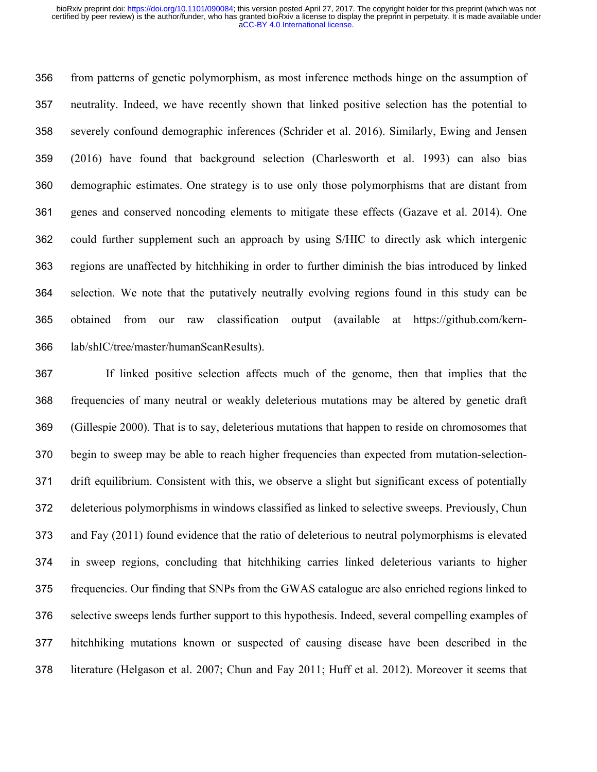from patterns of genetic polymorphism, as most inference methods hinge on the assumption of neutrality. Indeed, we have recently shown that linked positive selection has the potential to severely confound demographic inferences (Schrider et al. 2016). Similarly, Ewing and Jensen (2016) have found that background selection (Charlesworth et al. 1993) can also bias demographic estimates. One strategy is to use only those polymorphisms that are distant from genes and conserved noncoding elements to mitigate these effects (Gazave et al. 2014). One could further supplement such an approach by using S/HIC to directly ask which intergenic regions are unaffected by hitchhiking in order to further diminish the bias introduced by linked selection. We note that the putatively neutrally evolving regions found in this study can be obtained from our raw classification output (available at https://github.com/kern-lab/shIC/tree/master/humanScanResults).

If linked positive selection affects much of the genome, then that implies that the frequencies of many neutral or weakly deleterious mutations may be altered by genetic draft (Gillespie 2000). That is to say, deleterious mutations that happen to reside on chromosomes that begin to sweep may be able to reach higher frequencies than expected from mutation-selection-drift equilibrium. Consistent with this, we observe a slight but significant excess of potentially deleterious polymorphisms in windows classified as linked to selective sweeps. Previously, Chun and Fay (2011) found evidence that the ratio of deleterious to neutral polymorphisms is elevated in sweep regions, concluding that hitchhiking carries linked deleterious variants to higher frequencies. Our finding that SNPs from the GWAS catalogue are also enriched regions linked to selective sweeps lends further support to this hypothesis. Indeed, several compelling examples of hitchhiking mutations known or suspected of causing disease have been described in the literature (Helgason et al. 2007; Chun and Fay 2011; Huff et al. 2012). Moreover it seems that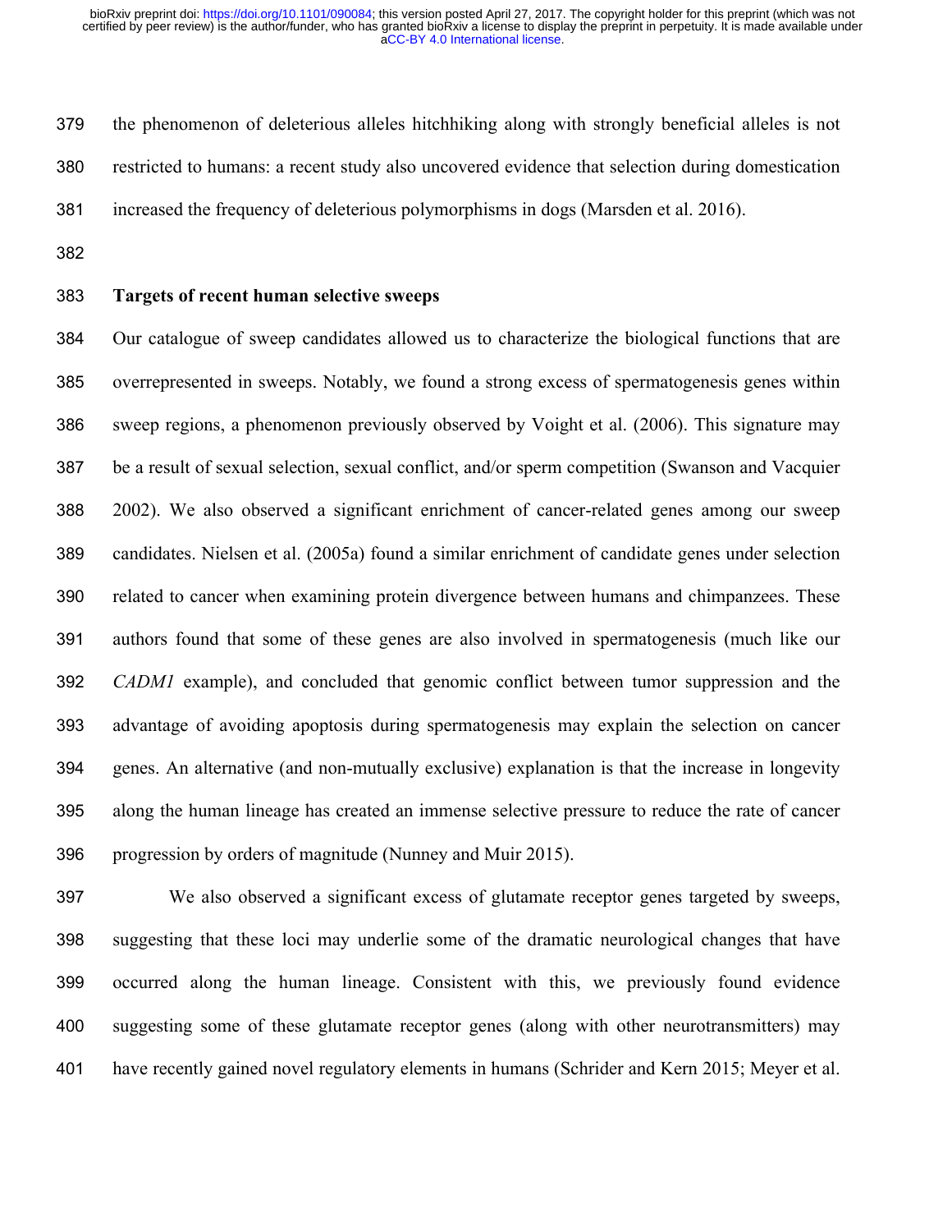the phenomenon of deleterious alleles hitchhiking along with strongly beneficial alleles is not restricted to humans: a recent study also uncovered evidence that selection during domestication increased the frequency of deleterious polymorphisms in dogs (Marsden et al. 2016).

**Targets of recent human selective sweeps**

Our catalogue of sweep candidates allowed us to characterize the biological functions that are overrepresented in sweeps. Notably, we found a strong excess of spermatogenesis genes within sweep regions, a phenomenon previously observed by Voight et al. (2006). This signature may be a result of sexual selection, sexual conflict, and/or sperm competition (Swanson and Vacquier 2002). We also observed a significant enrichment of cancer-related genes among our sweep candidates. Nielsen et al. (2005a) found a similar enrichment of candidate genes under selection related to cancer when examining protein divergence between humans and chimpanzees. These authors found that some of these genes are also involved in spermatogenesis (much like our *CADM1* example), and concluded that genomic conflict between tumor suppression and the advantage of avoiding apoptosis during spermatogenesis may explain the selection on cancer genes. An alternative (and non-mutually exclusive) explanation is that the increase in longevity along the human lineage has created an immense selective pressure to reduce the rate of cancer progression by orders of magnitude (Nunney and Muir 2015).

We also observed a significant excess of glutamate receptor genes targeted by sweeps, suggesting that these loci may underlie some of the dramatic neurological changes that have occurred along the human lineage. Consistent with this, we previously found evidence suggesting some of these glutamate receptor genes (along with other neurotransmitters) may have recently gained novel regulatory elements in humans (Schrider and Kern 2015; Meyer et al.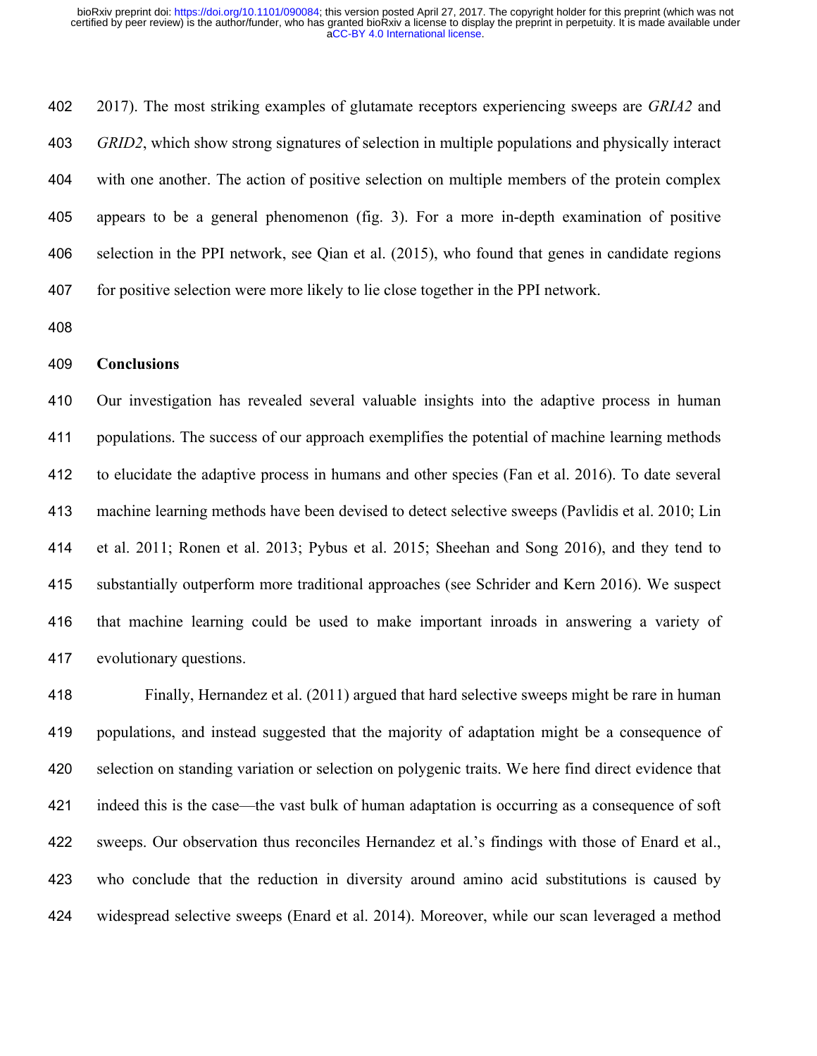2017). The most striking examples of glutamate receptors experiencing sweeps are *GRIA2* and *GRID2*, which show strong signatures of selection in multiple populations and physically interact with one another. The action of positive selection on multiple members of the protein complex appears to be a general phenomenon (fig. 3). For a more in-depth examination of positive selection in the PPI network, see Qian et al. (2015), who found that genes in candidate regions for positive selection were more likely to lie close together in the PPI network.

## Conclusions

Our investigation has revealed several valuable insights into the adaptive process in human populations. The success of our approach exemplifies the potential of machine learning methods to elucidate the adaptive process in humans and other species (Fan et al. 2016). To date several machine learning methods have been devised to detect selective sweeps (Pavlidis et al. 2010; Lin et al. 2011; Ronen et al. 2013; Pybus et al. 2015; Sheehan and Song 2016), and they tend to substantially outperform more traditional approaches (see Schrider and Kern 2016). We suspect that machine learning could be used to make important inroads in answering a variety of evolutionary questions.

Finally, Hernandez et al. (2011) argued that hard selective sweeps might be rare in human populations, and instead suggested that the majority of adaptation might be a consequence of selection on standing variation or selection on polygenic traits. We here find direct evidence that indeed this is the case—the vast bulk of human adaptation is occurring as a consequence of soft sweeps. Our observation thus reconciles Hernandez et al.'s findings with those of Enard et al., who conclude that the reduction in diversity around amino acid substitutions is caused by widespread selective sweeps (Enard et al. 2014). Moreover, while our scan leveraged a method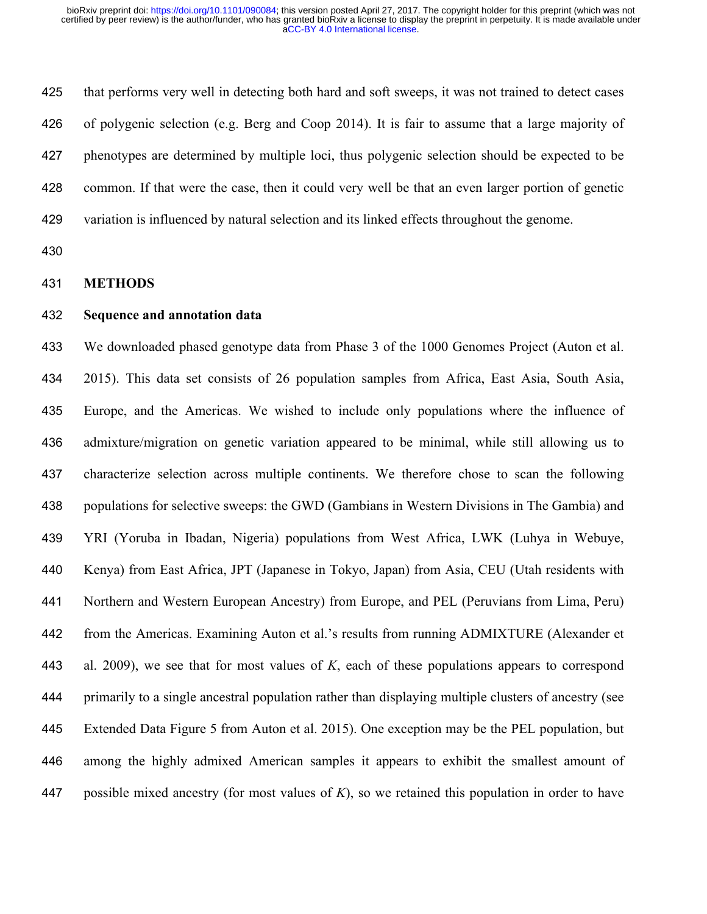that performs very well in detecting both hard and soft sweeps, it was not trained to detect cases of polygenic selection (e.g. Berg and Coop 2014). It is fair to assume that a large majority of phenotypes are determined by multiple loci, thus polygenic selection should be expected to be common. If that were the case, then it could very well be that an even larger portion of genetic variation is influenced by natural selection and its linked effects throughout the genome.

## METHODS

### Sequence and annotation data

We downloaded phased genotype data from Phase 3 of the 1000 Genomes Project (Auton et al. 2015). This data set consists of 26 population samples from Africa, East Asia, South Asia, Europe, and the Americas. We wished to include only populations where the influence of admixture/migration on genetic variation appeared to be minimal, while still allowing us to characterize selection across multiple continents. We therefore chose to scan the following populations for selective sweeps: the GWD (Gambians in Western Divisions in The Gambia) and YRI (Yoruba in Ibadan, Nigeria) populations from West Africa, LWK (Luhya in Webuye, Kenya) from East Africa, JPT (Japanese in Tokyo, Japan) from Asia, CEU (Utah residents with Northern and Western European Ancestry) from Europe, and PEL (Peruvians from Lima, Peru) from the Americas. Examining Auton et al.'s results from running ADMIXTURE (Alexander et al. 2009), we see that for most values of *K*, each of these populations appears to correspond primarily to a single ancestral population rather than displaying multiple clusters of ancestry (see Extended Data Figure 5 from Auton et al. 2015). One exception may be the PEL population, but among the highly admixed American samples it appears to exhibit the smallest amount of possible mixed ancestry (for most values of *K*), so we retained this population in order to have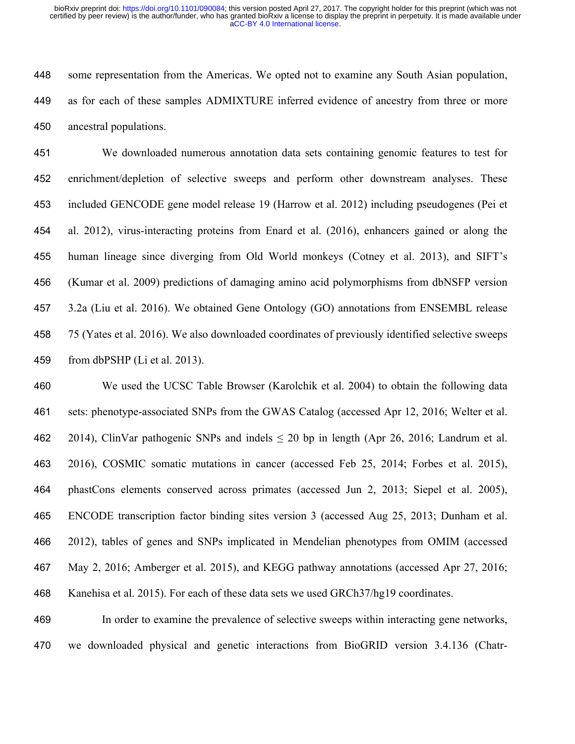some representation from the Americas. We opted not to examine any South Asian population, as for each of these samples ADMIXTURE inferred evidence of ancestry from three or more ancestral populations.

We downloaded numerous annotation data sets containing genomic features to test for enrichment/depletion of selective sweeps and perform other downstream analyses. These included GENCODE gene model release 19 (Harrow et al. 2012) including pseudogenes (Pei et al. 2012), virus-interacting proteins from Enard et al. (2016), enhancers gained or along the human lineage since diverging from Old World monkeys (Cotney et al. 2013), and SIFT's (Kumar et al. 2009) predictions of damaging amino acid polymorphisms from dbNSFP version 3.2a (Liu et al. 2016). We obtained Gene Ontology (GO) annotations from ENSEMBL release 75 (Yates et al. 2016). We also downloaded coordinates of previously identified selective sweeps from dbPSHP (Li et al. 2013).

We used the UCSC Table Browser (Karolchik et al. 2004) to obtain the following data sets: phenotype-associated SNPs from the GWAS Catalog (accessed Apr 12, 2016; Welter et al. 2014), ClinVar pathogenic SNPs and indels ≤ 20 bp in length (Apr 26, 2016; Landrum et al. 2016), COSMIC somatic mutations in cancer (accessed Feb 25, 2014; Forbes et al. 2015), phastCons elements conserved across primates (accessed Jun 2, 2013; Siepel et al. 2005), ENCODE transcription factor binding sites version 3 (accessed Aug 25, 2013; Dunham et al. 2012), tables of genes and SNPs implicated in Mendelian phenotypes from OMIM (accessed May 2, 2016; Amberger et al. 2015), and KEGG pathway annotations (accessed Apr 27, 2016; Kanehisa et al. 2015). For each of these data sets we used GRCh37/hg19 coordinates.

In order to examine the prevalence of selective sweeps within interacting gene networks, we downloaded physical and genetic interactions from BioGRID version 3.4.136 (Chatr-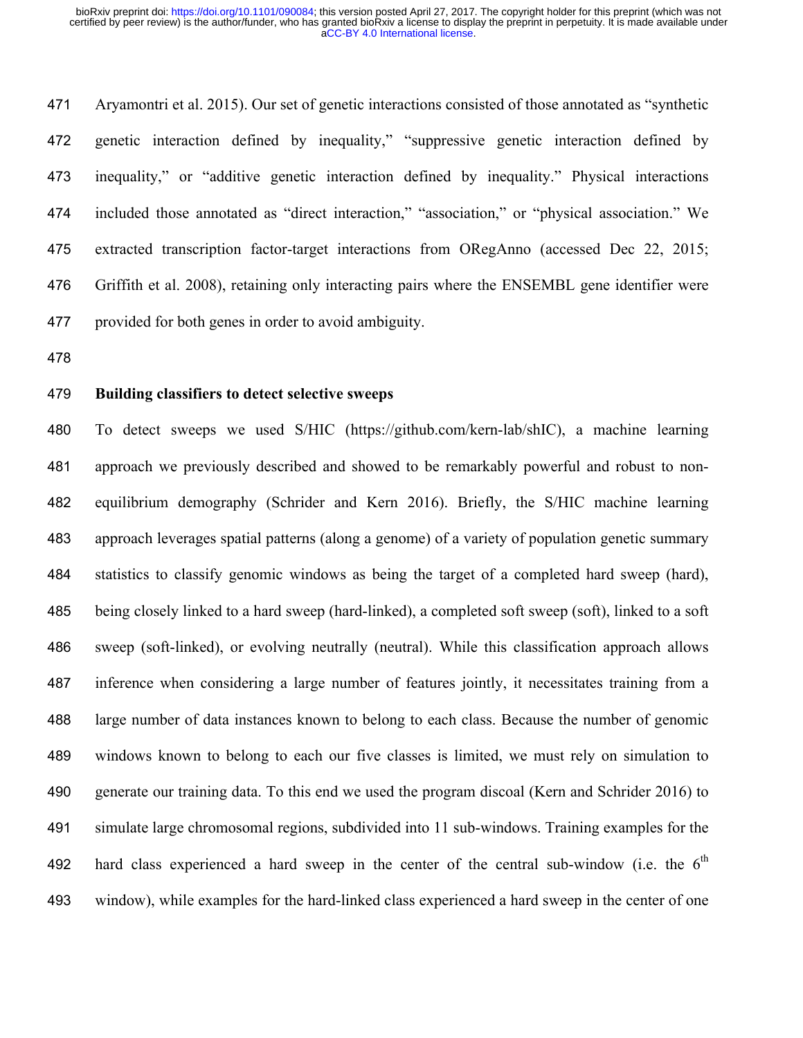Aryamontri et al. 2015). Our set of genetic interactions consisted of those annotated as "synthetic genetic interaction defined by inequality," "suppressive genetic interaction defined by inequality," or "additive genetic interaction defined by inequality." Physical interactions included those annotated as "direct interaction," "association," or "physical association." We extracted transcription factor-target interactions from ORegAnno (accessed Dec 22, 2015; Griffith et al. 2008), retaining only interacting pairs where the ENSEMBL gene identifier were provided for both genes in order to avoid ambiguity.

**Building classifiers to detect selective sweeps**

To detect sweeps we used S/HIC (https://github.com/kern-lab/shIC), a machine learning approach we previously described and showed to be remarkably powerful and robust to non-equilibrium demography (Schrider and Kern 2016). Briefly, the S/HIC machine learning approach leverages spatial patterns (along a genome) of a variety of population genetic summary statistics to classify genomic windows as being the target of a completed hard sweep (hard), being closely linked to a hard sweep (hard-linked), a completed soft sweep (soft), linked to a soft sweep (soft-linked), or evolving neutrally (neutral). While this classification approach allows inference when considering a large number of features jointly, it necessitates training from a large number of data instances known to belong to each class. Because the number of genomic windows known to belong to each our five classes is limited, we must rely on simulation to generate our training data. To this end we used the program discoal (Kern and Schrider 2016) to simulate large chromosomal regions, subdivided into 11 sub-windows. Training examples for the hard class experienced a hard sweep in the center of the central sub-window (i.e. the 6$^{th}$ window), while examples for the hard-linked class experienced a hard sweep in the center of one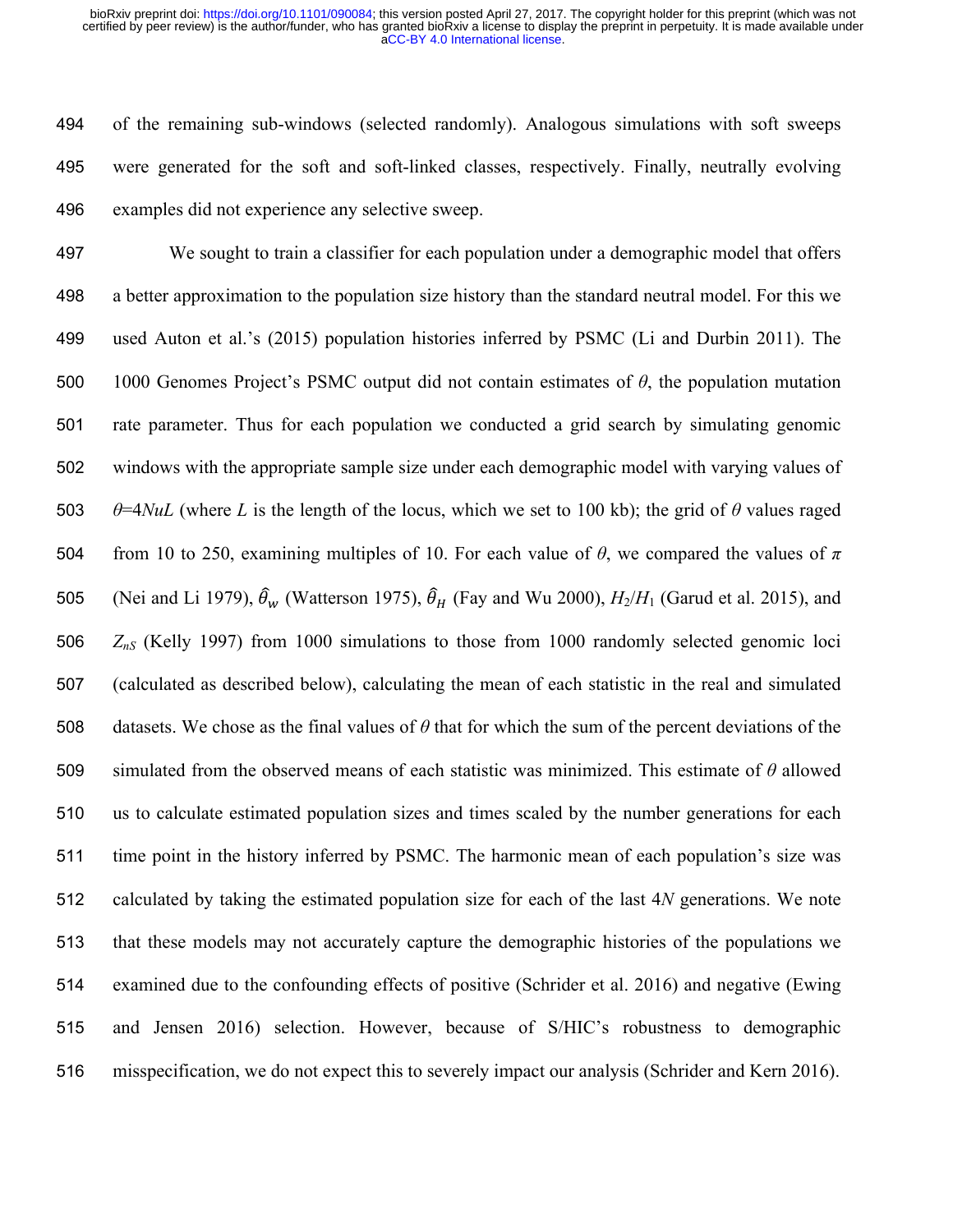of the remaining sub-windows (selected randomly). Analogous simulations with soft sweeps were generated for the soft and soft-linked classes, respectively. Finally, neutrally evolving examples did not experience any selective sweep.

We sought to train a classifier for each population under a demographic model that offers a better approximation to the population size history than the standard neutral model. For this we used Auton et al.'s (2015) population histories inferred by PSMC (Li and Durbin 2011). The 1000 Genomes Project's PSMC output did not contain estimates of $\theta$, the population mutation rate parameter. Thus for each population we conducted a grid search by simulating genomic windows with the appropriate sample size under each demographic model with varying values of $\theta$=4$NuL$ (where $L$ is the length of the locus, which we set to 100 kb); the grid of $\theta$ values raged from 10 to 250, examining multiples of 10. For each value of $\theta$, we compared the values of $\pi$ (Nei and Li 1979), $\hat{\theta}_w$ (Watterson 1975), $\hat{\theta}_H$ (Fay and Wu 2000), $H_2/H_1$ (Garud et al. 2015), and $Z_{nS}$ (Kelly 1997) from 1000 simulations to those from 1000 randomly selected genomic loci (calculated as described below), calculating the mean of each statistic in the real and simulated datasets. We chose as the final values of $\theta$ that for which the sum of the percent deviations of the simulated from the observed means of each statistic was minimized. This estimate of $\theta$ allowed us to calculate estimated population sizes and times scaled by the number generations for each time point in the history inferred by PSMC. The harmonic mean of each population's size was calculated by taking the estimated population size for each of the last 4$N$ generations. We note that these models may not accurately capture the demographic histories of the populations we examined due to the confounding effects of positive (Schrider et al. 2016) and negative (Ewing and Jensen 2016) selection. However, because of S/HIC's robustness to demographic misspecification, we do not expect this to severely impact our analysis (Schrider and Kern 2016).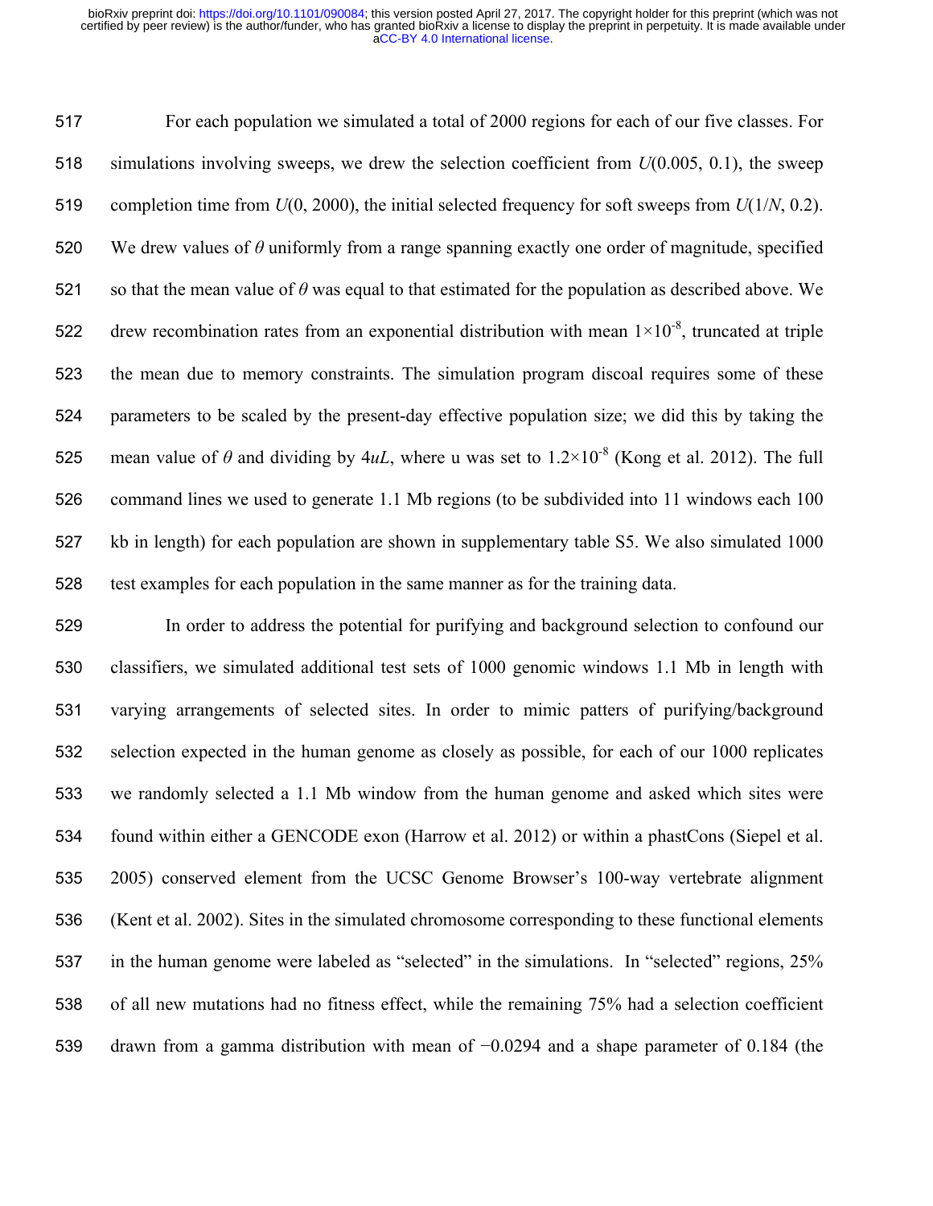For each population we simulated a total of 2000 regions for each of our five classes. For simulations involving sweeps, we drew the selection coefficient from $U(0.005, 0.1)$, the sweep completion time from $U(0, 2000)$, the initial selected frequency for soft sweeps from $U(1/N, 0.2)$. We drew values of $\theta$ uniformly from a range spanning exactly one order of magnitude, specified so that the mean value of $\theta$ was equal to that estimated for the population as described above. We drew recombination rates from an exponential distribution with mean $1 \times 10^{-8}$, truncated at triple the mean due to memory constraints. The simulation program discoal requires some of these parameters to be scaled by the present-day effective population size; we did this by taking the mean value of $\theta$ and dividing by $4uL$, where u was set to $1.2 \times 10^{-8}$ (Kong et al. 2012). The full command lines we used to generate 1.1 Mb regions (to be subdivided into 11 windows each 100 kb in length) for each population are shown in supplementary table S5. We also simulated 1000 test examples for each population in the same manner as for the training data.

In order to address the potential for purifying and background selection to confound our classifiers, we simulated additional test sets of 1000 genomic windows 1.1 Mb in length with varying arrangements of selected sites. In order to mimic patters of purifying/background selection expected in the human genome as closely as possible, for each of our 1000 replicates we randomly selected a 1.1 Mb window from the human genome and asked which sites were found within either a GENCODE exon (Harrow et al. 2012) or within a phastCons (Siepel et al. 2005) conserved element from the UCSC Genome Browser's 100-way vertebrate alignment (Kent et al. 2002). Sites in the simulated chromosome corresponding to these functional elements in the human genome were labeled as "selected" in the simulations. In "selected" regions, 25% of all new mutations had no fitness effect, while the remaining 75% had a selection coefficient drawn from a gamma distribution with mean of $-0.0294$ and a shape parameter of 0.184 (the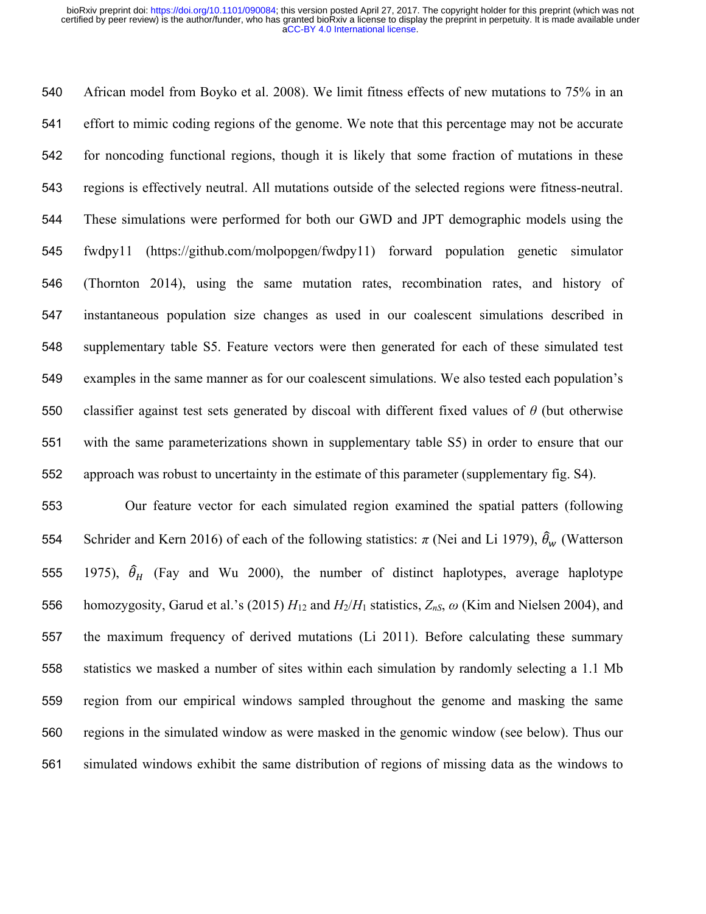African model from Boyko et al. 2008). We limit fitness effects of new mutations to 75% in an effort to mimic coding regions of the genome. We note that this percentage may not be accurate for noncoding functional regions, though it is likely that some fraction of mutations in these regions is effectively neutral. All mutations outside of the selected regions were fitness-neutral. These simulations were performed for both our GWD and JPT demographic models using the fwdpy11 (https://github.com/molpopgen/fwdpy11) forward population genetic simulator (Thornton 2014), using the same mutation rates, recombination rates, and history of instantaneous population size changes as used in our coalescent simulations described in supplementary table S5. Feature vectors were then generated for each of these simulated test examples in the same manner as for our coalescent simulations. We also tested each population's classifier against test sets generated by discoal with different fixed values of $\theta$ (but otherwise with the same parameterizations shown in supplementary table S5) in order to ensure that our approach was robust to uncertainty in the estimate of this parameter (supplementary fig. S4).

Our feature vector for each simulated region examined the spatial patters (following Schrider and Kern 2016) of each of the following statistics: $\pi$ (Nei and Li 1979), $\hat{\theta}_w$ (Watterson 1975), $\hat{\theta}_H$ (Fay and Wu 2000), the number of distinct haplotypes, average haplotype homozygosity, Garud et al.'s (2015) $H_{12}$ and $H_2/H_1$ statistics, $Z_{nS}$, $\omega$ (Kim and Nielsen 2004), and the maximum frequency of derived mutations (Li 2011). Before calculating these summary statistics we masked a number of sites within each simulation by randomly selecting a 1.1 Mb region from our empirical windows sampled throughout the genome and masking the same regions in the simulated window as were masked in the genomic window (see below). Thus our simulated windows exhibit the same distribution of regions of missing data as the windows to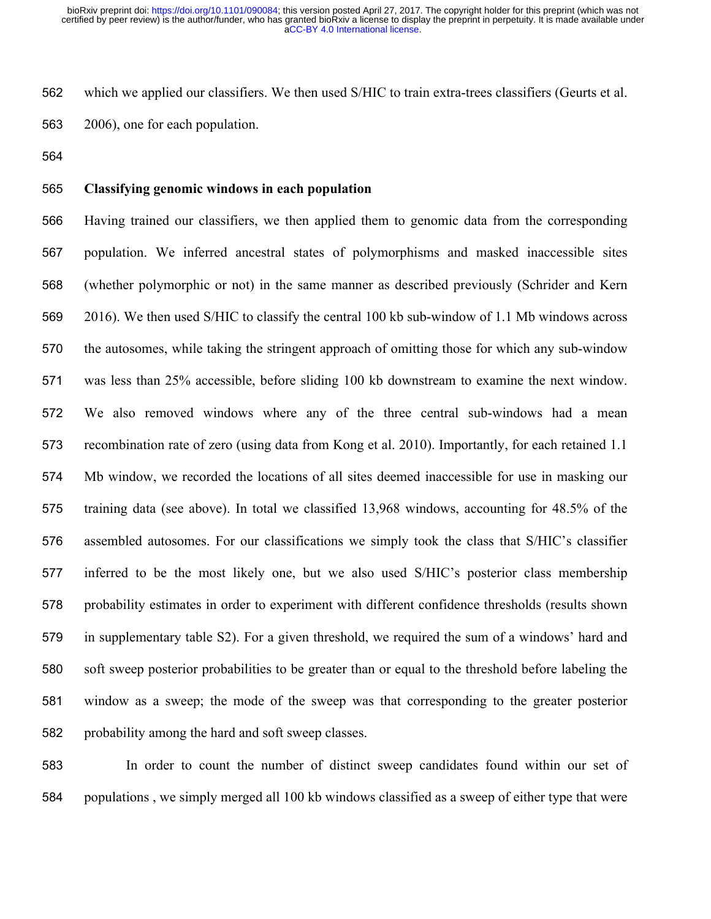which we applied our classifiers. We then used S/HIC to train extra-trees classifiers (Geurts et al. 2006), one for each population.

**Classifying genomic windows in each population**

Having trained our classifiers, we then applied them to genomic data from the corresponding population. We inferred ancestral states of polymorphisms and masked inaccessible sites (whether polymorphic or not) in the same manner as described previously (Schrider and Kern 2016). We then used S/HIC to classify the central 100 kb sub-window of 1.1 Mb windows across the autosomes, while taking the stringent approach of omitting those for which any sub-window was less than 25% accessible, before sliding 100 kb downstream to examine the next window. We also removed windows where any of the three central sub-windows had a mean recombination rate of zero (using data from Kong et al. 2010). Importantly, for each retained 1.1 Mb window, we recorded the locations of all sites deemed inaccessible for use in masking our training data (see above). In total we classified 13,968 windows, accounting for 48.5% of the assembled autosomes. For our classifications we simply took the class that S/HIC's classifier inferred to be the most likely one, but we also used S/HIC's posterior class membership probability estimates in order to experiment with different confidence thresholds (results shown in supplementary table S2). For a given threshold, we required the sum of a windows' hard and soft sweep posterior probabilities to be greater than or equal to the threshold before labeling the window as a sweep; the mode of the sweep was that corresponding to the greater posterior probability among the hard and soft sweep classes.

In order to count the number of distinct sweep candidates found within our set of populations , we simply merged all 100 kb windows classified as a sweep of either type that were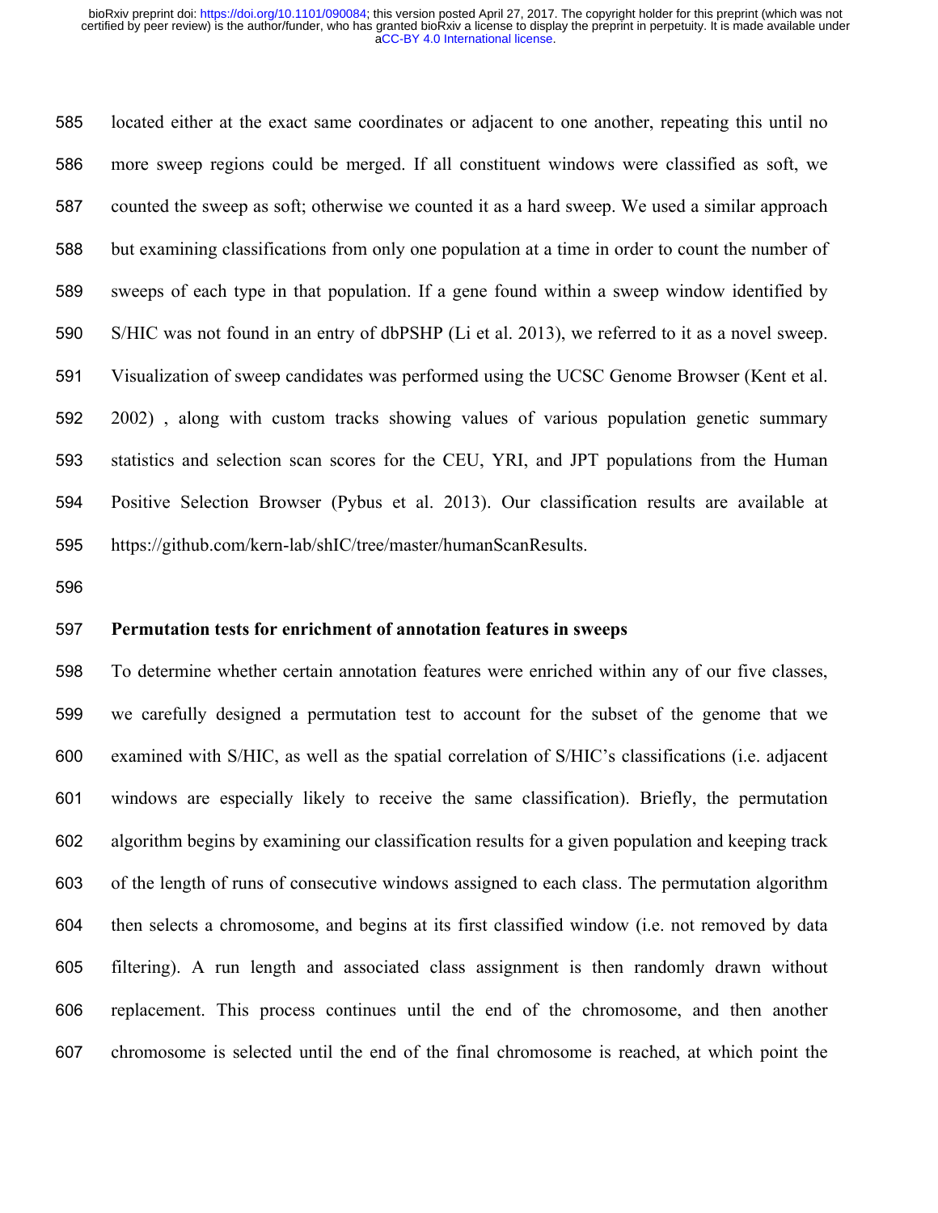located either at the exact same coordinates or adjacent to one another, repeating this until no more sweep regions could be merged. If all constituent windows were classified as soft, we counted the sweep as soft; otherwise we counted it as a hard sweep. We used a similar approach but examining classifications from only one population at a time in order to count the number of sweeps of each type in that population. If a gene found within a sweep window identified by S/HIC was not found in an entry of dbPSHP (Li et al. 2013), we referred to it as a novel sweep. Visualization of sweep candidates was performed using the UCSC Genome Browser (Kent et al. 2002) , along with custom tracks showing values of various population genetic summary statistics and selection scan scores for the CEU, YRI, and JPT populations from the Human Positive Selection Browser (Pybus et al. 2013). Our classification results are available at https://github.com/kern-lab/shIC/tree/master/humanScanResults.

### Permutation tests for enrichment of annotation features in sweeps

To determine whether certain annotation features were enriched within any of our five classes, we carefully designed a permutation test to account for the subset of the genome that we examined with S/HIC, as well as the spatial correlation of S/HIC's classifications (i.e. adjacent windows are especially likely to receive the same classification). Briefly, the permutation algorithm begins by examining our classification results for a given population and keeping track of the length of runs of consecutive windows assigned to each class. The permutation algorithm then selects a chromosome, and begins at its first classified window (i.e. not removed by data filtering). A run length and associated class assignment is then randomly drawn without replacement. This process continues until the end of the chromosome, and then another chromosome is selected until the end of the final chromosome is reached, at which point the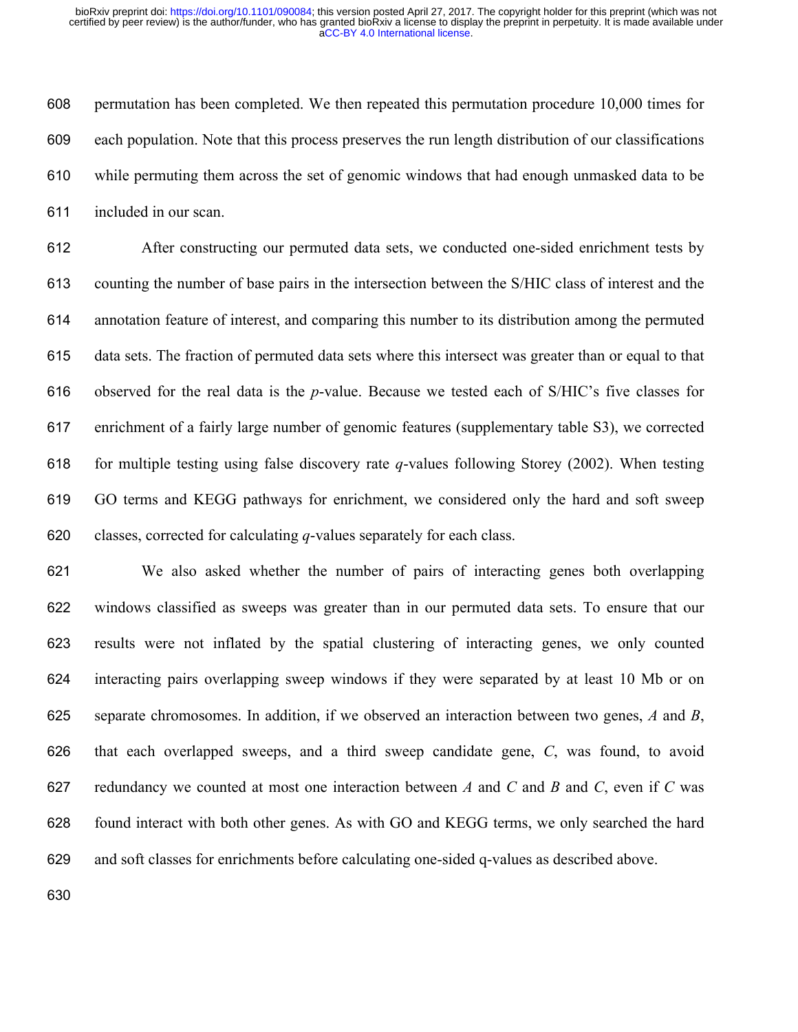permutation has been completed. We then repeated this permutation procedure 10,000 times for each population. Note that this process preserves the run length distribution of our classifications while permuting them across the set of genomic windows that had enough unmasked data to be included in our scan.

After constructing our permuted data sets, we conducted one-sided enrichment tests by counting the number of base pairs in the intersection between the S/HIC class of interest and the annotation feature of interest, and comparing this number to its distribution among the permuted data sets. The fraction of permuted data sets where this intersect was greater than or equal to that observed for the real data is the *p*-value. Because we tested each of S/HIC's five classes for enrichment of a fairly large number of genomic features (supplementary table S3), we corrected for multiple testing using false discovery rate *q*-values following Storey (2002). When testing GO terms and KEGG pathways for enrichment, we considered only the hard and soft sweep classes, corrected for calculating *q*-values separately for each class.

We also asked whether the number of pairs of interacting genes both overlapping windows classified as sweeps was greater than in our permuted data sets. To ensure that our results were not inflated by the spatial clustering of interacting genes, we only counted interacting pairs overlapping sweep windows if they were separated by at least 10 Mb or on separate chromosomes. In addition, if we observed an interaction between two genes, *A* and *B*, that each overlapped sweeps, and a third sweep candidate gene, *C*, was found, to avoid redundancy we counted at most one interaction between *A* and *C* and *B* and *C*, even if *C* was found interact with both other genes. As with GO and KEGG terms, we only searched the hard and soft classes for enrichments before calculating one-sided q-values as described above.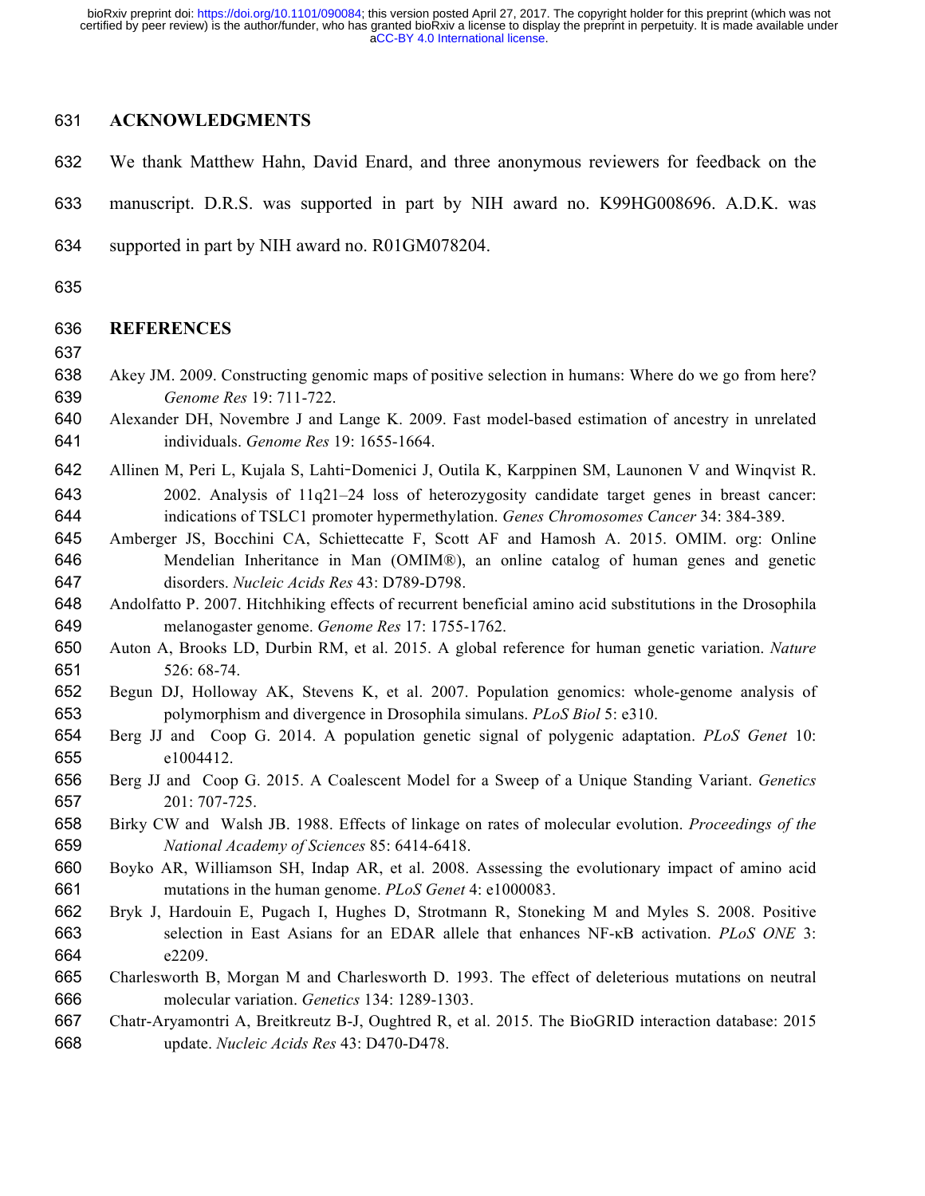## ACKNOWLEDGMENTS

We thank Matthew Hahn, David Enard, and three anonymous reviewers for feedback on the manuscript. D.R.S. was supported in part by NIH award no. K99HG008696. A.D.K. was supported in part by NIH award no. R01GM078204.

## REFERENCES

Akey JM. 2009. Constructing genomic maps of positive selection in humans: Where do we go from here? *Genome Res* 19: 711-722.

Alexander DH, Novembre J and Lange K. 2009. Fast model-based estimation of ancestry in unrelated individuals. *Genome Res* 19: 1655-1664.

Allinen M, Peri L, Kujala S, Lahti-Domenici J, Outila K, Karppinen SM, Launonen V and Winqvist R. 2002. Analysis of 11q21–24 loss of heterozygosity candidate target genes in breast cancer: indications of TSLC1 promoter hypermethylation. *Genes Chromosomes Cancer* 34: 384-389.

Amberger JS, Bocchini CA, Schiettecatte F, Scott AF and Hamosh A. 2015. OMIM. org: Online Mendelian Inheritance in Man (OMIM®), an online catalog of human genes and genetic disorders. *Nucleic Acids Res* 43: D789-D798.

Andolfatto P. 2007. Hitchhiking effects of recurrent beneficial amino acid substitutions in the Drosophila melanogaster genome. *Genome Res* 17: 1755-1762.

Auton A, Brooks LD, Durbin RM, et al. 2015. A global reference for human genetic variation. *Nature* 526: 68-74.

Begun DJ, Holloway AK, Stevens K, et al. 2007. Population genomics: whole-genome analysis of polymorphism and divergence in Drosophila simulans. *PLoS Biol* 5: e310.

Berg JJ and Coop G. 2014. A population genetic signal of polygenic adaptation. *PLoS Genet* 10: e1004412.

Berg JJ and Coop G. 2015. A Coalescent Model for a Sweep of a Unique Standing Variant. *Genetics* 201: 707-725.

Birky CW and Walsh JB. 1988. Effects of linkage on rates of molecular evolution. *Proceedings of the National Academy of Sciences* 85: 6414-6418.

Boyko AR, Williamson SH, Indap AR, et al. 2008. Assessing the evolutionary impact of amino acid mutations in the human genome. *PLoS Genet* 4: e1000083.

Bryk J, Hardouin E, Pugach I, Hughes D, Strotmann R, Stoneking M and Myles S. 2008. Positive selection in East Asians for an EDAR allele that enhances NF-κB activation. *PLoS ONE* 3: e2209.

Charlesworth B, Morgan M and Charlesworth D. 1993. The effect of deleterious mutations on neutral molecular variation. *Genetics* 134: 1289-1303.

Chatr-Aryamontri A, Breitkreutz B-J, Oughtred R, et al. 2015. The BioGRID interaction database: 2015 update. *Nucleic Acids Res* 43: D470-D478.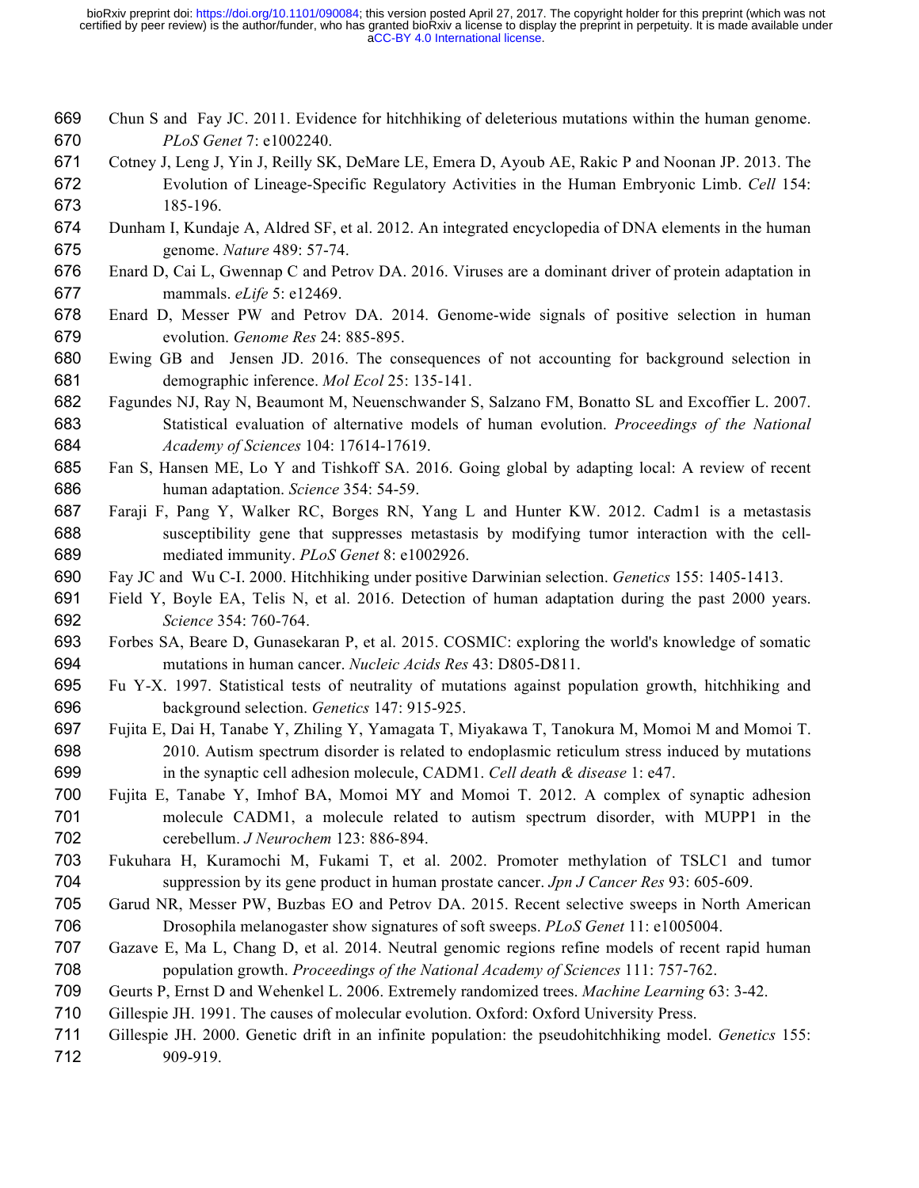Chun S and Fay JC. 2011. Evidence for hitchhiking of deleterious mutations within the human genome. *PLoS Genet* 7: e1002240.

Cotney J, Leng J, Yin J, Reilly SK, DeMare LE, Emera D, Ayoub AE, Rakic P and Noonan JP. 2013. The Evolution of Lineage-Specific Regulatory Activities in the Human Embryonic Limb. *Cell* 154: 185-196.

Dunham I, Kundaje A, Aldred SF, et al. 2012. An integrated encyclopedia of DNA elements in the human genome. *Nature* 489: 57-74.

Enard D, Cai L, Gwennap C and Petrov DA. 2016. Viruses are a dominant driver of protein adaptation in mammals. *eLife* 5: e12469.

Enard D, Messer PW and Petrov DA. 2014. Genome-wide signals of positive selection in human evolution. *Genome Res* 24: 885-895.

Ewing GB and Jensen JD. 2016. The consequences of not accounting for background selection in demographic inference. *Mol Ecol* 25: 135-141.

Fagundes NJ, Ray N, Beaumont M, Neuenschwander S, Salzano FM, Bonatto SL and Excoffier L. 2007. Statistical evaluation of alternative models of human evolution. *Proceedings of the National Academy of Sciences* 104: 17614-17619.

Fan S, Hansen ME, Lo Y and Tishkoff SA. 2016. Going global by adapting local: A review of recent human adaptation. *Science* 354: 54-59.

Faraji F, Pang Y, Walker RC, Borges RN, Yang L and Hunter KW. 2012. Cadm1 is a metastasis susceptibility gene that suppresses metastasis by modifying tumor interaction with the cell-mediated immunity. *PLoS Genet* 8: e1002926.

Fay JC and Wu C-I. 2000. Hitchhiking under positive Darwinian selection. *Genetics* 155: 1405-1413.

Field Y, Boyle EA, Telis N, et al. 2016. Detection of human adaptation during the past 2000 years. *Science* 354: 760-764.

Forbes SA, Beare D, Gunasekaran P, et al. 2015. COSMIC: exploring the world's knowledge of somatic mutations in human cancer. *Nucleic Acids Res* 43: D805-D811.

Fu Y-X. 1997. Statistical tests of neutrality of mutations against population growth, hitchhiking and background selection. *Genetics* 147: 915-925.

Fujita E, Dai H, Tanabe Y, Zhiling Y, Yamagata T, Miyakawa T, Tanokura M, Momoi M and Momoi T. 2010. Autism spectrum disorder is related to endoplasmic reticulum stress induced by mutations in the synaptic cell adhesion molecule, CADM1. *Cell death & disease* 1: e47.

Fujita E, Tanabe Y, Imhof BA, Momoi MY and Momoi T. 2012. A complex of synaptic adhesion molecule CADM1, a molecule related to autism spectrum disorder, with MUPP1 in the cerebellum. *J Neurochem* 123: 886-894.

Fukuhara H, Kuramochi M, Fukami T, et al. 2002. Promoter methylation of TSLC1 and tumor suppression by its gene product in human prostate cancer. *Jpn J Cancer Res* 93: 605-609.

Garud NR, Messer PW, Buzbas EO and Petrov DA. 2015. Recent selective sweeps in North American Drosophila melanogaster show signatures of soft sweeps. *PLoS Genet* 11: e1005004.

Gazave E, Ma L, Chang D, et al. 2014. Neutral genomic regions refine models of recent rapid human population growth. *Proceedings of the National Academy of Sciences* 111: 757-762.

Geurts P, Ernst D and Wehenkel L. 2006. Extremely randomized trees. *Machine Learning* 63: 3-42.

Gillespie JH. 1991. The causes of molecular evolution. Oxford: Oxford University Press.

Gillespie JH. 2000. Genetic drift in an infinite population: the pseudohitchhiking model. *Genetics* 155: 909-919.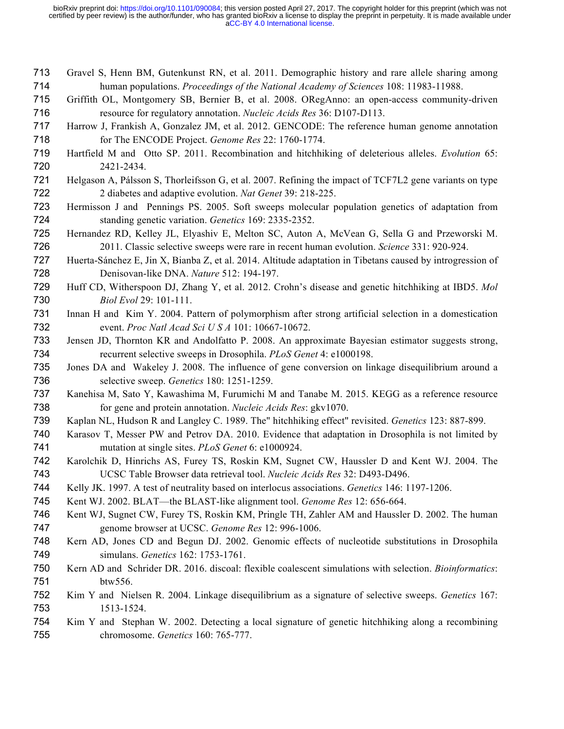Gravel S, Henn BM, Gutenkunst RN, et al. 2011. Demographic history and rare allele sharing among human populations. *Proceedings of the National Academy of Sciences* 108: 11983-11988.

Griffith OL, Montgomery SB, Bernier B, et al. 2008. ORegAnno: an open-access community-driven resource for regulatory annotation. *Nucleic Acids Res* 36: D107-D113.

Harrow J, Frankish A, Gonzalez JM, et al. 2012. GENCODE: The reference human genome annotation for The ENCODE Project. *Genome Res* 22: 1760-1774.

Hartfield M and Otto SP. 2011. Recombination and hitchhiking of deleterious alleles. *Evolution* 65: 2421-2434.

Helgason A, Pálsson S, Thorleifsson G, et al. 2007. Refining the impact of TCF7L2 gene variants on type 2 diabetes and adaptive evolution. *Nat Genet* 39: 218-225.

Hermisson J and Pennings PS. 2005. Soft sweeps molecular population genetics of adaptation from standing genetic variation. *Genetics* 169: 2335-2352.

Hernandez RD, Kelley JL, Elyashiv E, Melton SC, Auton A, McVean G, Sella G and Przeworski M. 2011. Classic selective sweeps were rare in recent human evolution. *Science* 331: 920-924.

Huerta-Sánchez E, Jin X, Bianba Z, et al. 2014. Altitude adaptation in Tibetans caused by introgression of Denisovan-like DNA. *Nature* 512: 194-197.

Huff CD, Witherspoon DJ, Zhang Y, et al. 2012. Crohn's disease and genetic hitchhiking at IBD5. *Mol Biol Evol* 29: 101-111.

Innan H and Kim Y. 2004. Pattern of polymorphism after strong artificial selection in a domestication event. *Proc Natl Acad Sci U S A* 101: 10667-10672.

Jensen JD, Thornton KR and Andolfatto P. 2008. An approximate Bayesian estimator suggests strong, recurrent selective sweeps in Drosophila. *PLoS Genet* 4: e1000198.

Jones DA and Wakeley J. 2008. The influence of gene conversion on linkage disequilibrium around a selective sweep. *Genetics* 180: 1251-1259.

Kanehisa M, Sato Y, Kawashima M, Furumichi M and Tanabe M. 2015. KEGG as a reference resource for gene and protein annotation. *Nucleic Acids Res*: gkv1070.

Kaplan NL, Hudson R and Langley C. 1989. The" hitchhiking effect" revisited. *Genetics* 123: 887-899.

Karasov T, Messer PW and Petrov DA. 2010. Evidence that adaptation in Drosophila is not limited by mutation at single sites. *PLoS Genet* 6: e1000924.

Karolchik D, Hinrichs AS, Furey TS, Roskin KM, Sugnet CW, Haussler D and Kent WJ. 2004. The UCSC Table Browser data retrieval tool. *Nucleic Acids Res* 32: D493-D496.

Kelly JK. 1997. A test of neutrality based on interlocus associations. *Genetics* 146: 1197-1206.

Kent WJ. 2002. BLAT—the BLAST-like alignment tool. *Genome Res* 12: 656-664.

Kent WJ, Sugnet CW, Furey TS, Roskin KM, Pringle TH, Zahler AM and Haussler D. 2002. The human genome browser at UCSC. *Genome Res* 12: 996-1006.

Kern AD, Jones CD and Begun DJ. 2002. Genomic effects of nucleotide substitutions in Drosophila simulans. *Genetics* 162: 1753-1761.

Kern AD and Schrider DR. 2016. discoal: flexible coalescent simulations with selection. *Bioinformatics*: btw556.

Kim Y and Nielsen R. 2004. Linkage disequilibrium as a signature of selective sweeps. *Genetics* 167: 1513-1524.

Kim Y and Stephan W. 2002. Detecting a local signature of genetic hitchhiking along a recombining chromosome. *Genetics* 160: 765-777.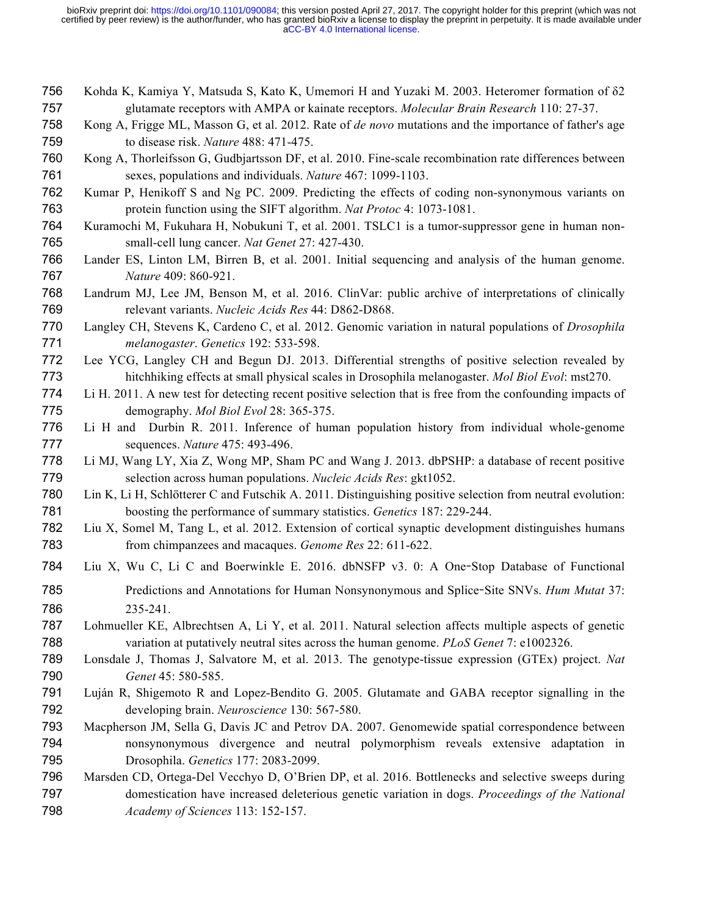Kohda K, Kamiya Y, Matsuda S, Kato K, Umemori H and Yuzaki M. 2003. Heteromer formation of δ2 glutamate receptors with AMPA or kainate receptors. *Molecular Brain Research* 110: 27-37.

Kong A, Frigge ML, Masson G, et al. 2012. Rate of *de novo* mutations and the importance of father's age to disease risk. *Nature* 488: 471-475.

Kong A, Thorleifsson G, Gudbjartsson DF, et al. 2010. Fine-scale recombination rate differences between sexes, populations and individuals. *Nature* 467: 1099-1103.

Kumar P, Henikoff S and Ng PC. 2009. Predicting the effects of coding non-synonymous variants on protein function using the SIFT algorithm. *Nat Protoc* 4: 1073-1081.

Kuramochi M, Fukuhara H, Nobukuni T, et al. 2001. TSLC1 is a tumor-suppressor gene in human non-small-cell lung cancer. *Nat Genet* 27: 427-430.

Lander ES, Linton LM, Birren B, et al. 2001. Initial sequencing and analysis of the human genome. *Nature* 409: 860-921.

Landrum MJ, Lee JM, Benson M, et al. 2016. ClinVar: public archive of interpretations of clinically relevant variants. *Nucleic Acids Res* 44: D862-D868.

Langley CH, Stevens K, Cardeno C, et al. 2012. Genomic variation in natural populations of *Drosophila melanogaster*. *Genetics* 192: 533-598.

Lee YCG, Langley CH and Begun DJ. 2013. Differential strengths of positive selection revealed by hitchhiking effects at small physical scales in Drosophila melanogaster. *Mol Biol Evol*: mst270.

Li H. 2011. A new test for detecting recent positive selection that is free from the confounding impacts of demography. *Mol Biol Evol* 28: 365-375.

Li H and Durbin R. 2011. Inference of human population history from individual whole-genome sequences. *Nature* 475: 493-496.

Li MJ, Wang LY, Xia Z, Wong MP, Sham PC and Wang J. 2013. dbPSHP: a database of recent positive selection across human populations. *Nucleic Acids Res*: gkt1052.

Lin K, Li H, Schlötterer C and Futschik A. 2011. Distinguishing positive selection from neutral evolution: boosting the performance of summary statistics. *Genetics* 187: 229-244.

Liu X, Somel M, Tang L, et al. 2012. Extension of cortical synaptic development distinguishes humans from chimpanzees and macaques. *Genome Res* 22: 611-622.

Liu X, Wu C, Li C and Boerwinkle E. 2016. dbNSFP v3. 0: A One‐Stop Database of Functional Predictions and Annotations for Human Nonsynonymous and Splice‐Site SNVs. *Hum Mutat* 37: 235-241.

Lohmueller KE, Albrechtsen A, Li Y, et al. 2011. Natural selection affects multiple aspects of genetic variation at putatively neutral sites across the human genome. *PLoS Genet* 7: e1002326.

Lonsdale J, Thomas J, Salvatore M, et al. 2013. The genotype-tissue expression (GTEx) project. *Nat Genet* 45: 580-585.

Luján R, Shigemoto R and Lopez-Bendito G. 2005. Glutamate and GABA receptor signalling in the developing brain. *Neuroscience* 130: 567-580.

Macpherson JM, Sella G, Davis JC and Petrov DA. 2007. Genomewide spatial correspondence between nonsynonymous divergence and neutral polymorphism reveals extensive adaptation in Drosophila. *Genetics* 177: 2083-2099.

Marsden CD, Ortega-Del Vecchyo D, O'Brien DP, et al. 2016. Bottlenecks and selective sweeps during domestication have increased deleterious genetic variation in dogs. *Proceedings of the National Academy of Sciences* 113: 152-157.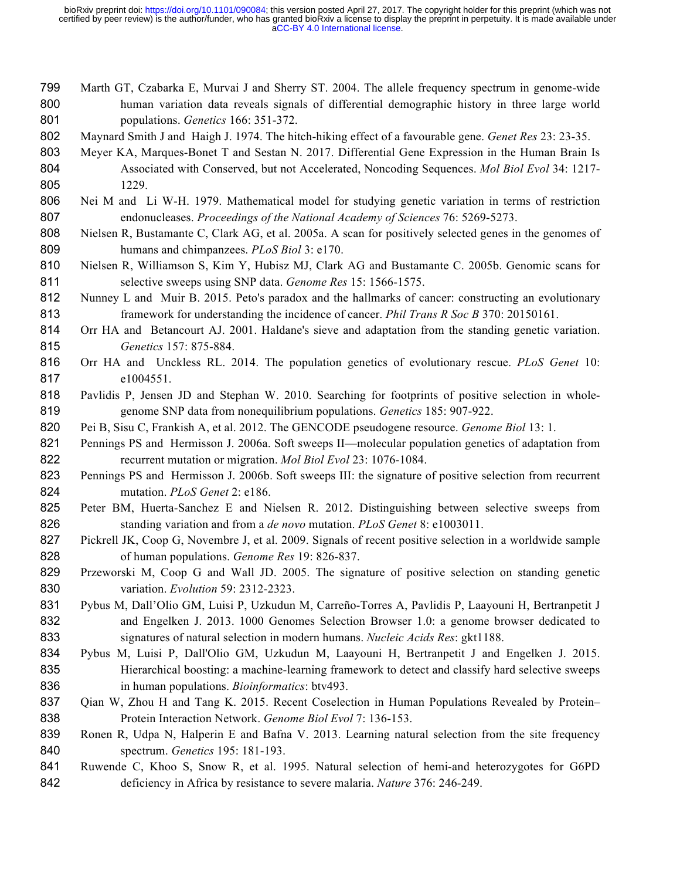Marth GT, Czabarka E, Murvai J and Sherry ST. 2004. The allele frequency spectrum in genome-wide human variation data reveals signals of differential demographic history in three large world populations. *Genetics* 166: 351-372.

Maynard Smith J and Haigh J. 1974. The hitch-hiking effect of a favourable gene. *Genet Res* 23: 23-35.

Meyer KA, Marques-Bonet T and Sestan N. 2017. Differential Gene Expression in the Human Brain Is Associated with Conserved, but not Accelerated, Noncoding Sequences. *Mol Biol Evol* 34: 1217-1229.

Nei M and Li W-H. 1979. Mathematical model for studying genetic variation in terms of restriction endonucleases. *Proceedings of the National Academy of Sciences* 76: 5269-5273.

Nielsen R, Bustamante C, Clark AG, et al. 2005a. A scan for positively selected genes in the genomes of humans and chimpanzees. *PLoS Biol* 3: e170.

Nielsen R, Williamson S, Kim Y, Hubisz MJ, Clark AG and Bustamante C. 2005b. Genomic scans for selective sweeps using SNP data. *Genome Res* 15: 1566-1575.

Nunney L and Muir B. 2015. Peto's paradox and the hallmarks of cancer: constructing an evolutionary framework for understanding the incidence of cancer. *Phil Trans R Soc B* 370: 20150161.

Orr HA and Betancourt AJ. 2001. Haldane's sieve and adaptation from the standing genetic variation. *Genetics* 157: 875-884.

Orr HA and Unckless RL. 2014. The population genetics of evolutionary rescue. *PLoS Genet* 10: e1004551.

Pavlidis P, Jensen JD and Stephan W. 2010. Searching for footprints of positive selection in whole-genome SNP data from nonequilibrium populations. *Genetics* 185: 907-922.

Pei B, Sisu C, Frankish A, et al. 2012. The GENCODE pseudogene resource. *Genome Biol* 13: 1.

Pennings PS and Hermisson J. 2006a. Soft sweeps II—molecular population genetics of adaptation from recurrent mutation or migration. *Mol Biol Evol* 23: 1076-1084.

Pennings PS and Hermisson J. 2006b. Soft sweeps III: the signature of positive selection from recurrent mutation. *PLoS Genet* 2: e186.

Peter BM, Huerta-Sanchez E and Nielsen R. 2012. Distinguishing between selective sweeps from standing variation and from a *de novo* mutation. *PLoS Genet* 8: e1003011.

Pickrell JK, Coop G, Novembre J, et al. 2009. Signals of recent positive selection in a worldwide sample of human populations. *Genome Res* 19: 826-837.

Przeworski M, Coop G and Wall JD. 2005. The signature of positive selection on standing genetic variation. *Evolution* 59: 2312-2323.

Pybus M, Dall'Olio GM, Luisi P, Uzkudun M, Carreño-Torres A, Pavlidis P, Laayouni H, Bertranpetit J and Engelken J. 2013. 1000 Genomes Selection Browser 1.0: a genome browser dedicated to signatures of natural selection in modern humans. *Nucleic Acids Res*: gkt1188.

Pybus M, Luisi P, Dall'Olio GM, Uzkudun M, Laayouni H, Bertranpetit J and Engelken J. 2015. Hierarchical boosting: a machine-learning framework to detect and classify hard selective sweeps in human populations. *Bioinformatics*: btv493.

Qian W, Zhou H and Tang K. 2015. Recent Coselection in Human Populations Revealed by Protein–Protein Interaction Network. *Genome Biol Evol* 7: 136-153.

Ronen R, Udpa N, Halperin E and Bafna V. 2013. Learning natural selection from the site frequency spectrum. *Genetics* 195: 181-193.

Ruwende C, Khoo S, Snow R, et al. 1995. Natural selection of hemi-and heterozygotes for G6PD deficiency in Africa by resistance to severe malaria. *Nature* 376: 246-249.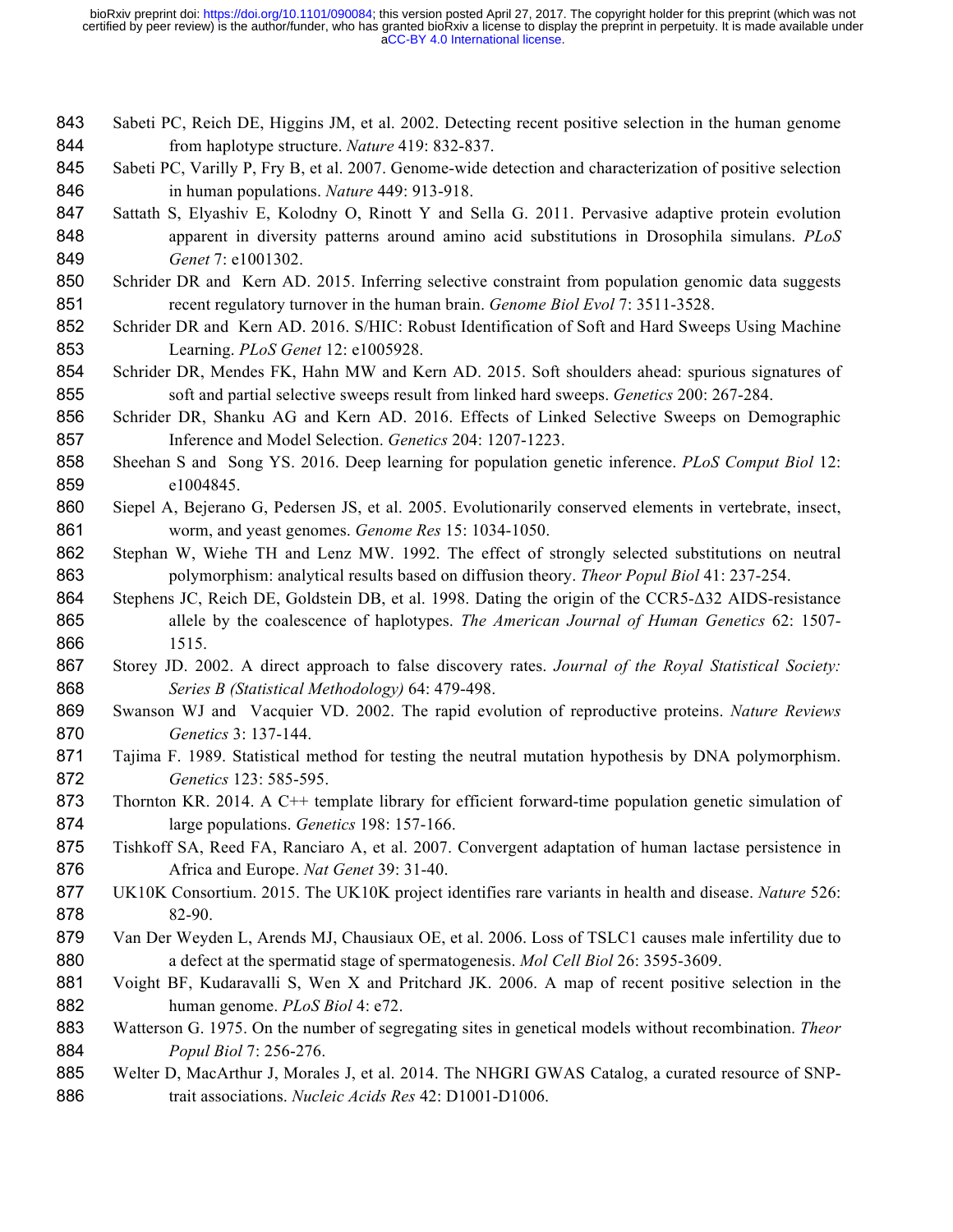Sabeti PC, Reich DE, Higgins JM, et al. 2002. Detecting recent positive selection in the human genome from haplotype structure. *Nature* 419: 832-837.

Sabeti PC, Varilly P, Fry B, et al. 2007. Genome-wide detection and characterization of positive selection in human populations. *Nature* 449: 913-918.

Sattath S, Elyashiv E, Kolodny O, Rinott Y and Sella G. 2011. Pervasive adaptive protein evolution apparent in diversity patterns around amino acid substitutions in Drosophila simulans. *PLoS Genet* 7: e1001302.

Schrider DR and Kern AD. 2015. Inferring selective constraint from population genomic data suggests recent regulatory turnover in the human brain. *Genome Biol Evol* 7: 3511-3528.

Schrider DR and Kern AD. 2016. S/HIC: Robust Identification of Soft and Hard Sweeps Using Machine Learning. *PLoS Genet* 12: e1005928.

Schrider DR, Mendes FK, Hahn MW and Kern AD. 2015. Soft shoulders ahead: spurious signatures of soft and partial selective sweeps result from linked hard sweeps. *Genetics* 200: 267-284.

Schrider DR, Shanku AG and Kern AD. 2016. Effects of Linked Selective Sweeps on Demographic Inference and Model Selection. *Genetics* 204: 1207-1223.

Sheehan S and Song YS. 2016. Deep learning for population genetic inference. *PLoS Comput Biol* 12: e1004845.

Siepel A, Bejerano G, Pedersen JS, et al. 2005. Evolutionarily conserved elements in vertebrate, insect, worm, and yeast genomes. *Genome Res* 15: 1034-1050.

Stephan W, Wiehe TH and Lenz MW. 1992. The effect of strongly selected substitutions on neutral polymorphism: analytical results based on diffusion theory. *Theor Popul Biol* 41: 237-254.

Stephens JC, Reich DE, Goldstein DB, et al. 1998. Dating the origin of the CCR5-Δ32 AIDS-resistance allele by the coalescence of haplotypes. *The American Journal of Human Genetics* 62: 1507-1515.

Storey JD. 2002. A direct approach to false discovery rates. *Journal of the Royal Statistical Society: Series B (Statistical Methodology)* 64: 479-498.

Swanson WJ and Vacquier VD. 2002. The rapid evolution of reproductive proteins. *Nature Reviews Genetics* 3: 137-144.

Tajima F. 1989. Statistical method for testing the neutral mutation hypothesis by DNA polymorphism. *Genetics* 123: 585-595.

Thornton KR. 2014. A C++ template library for efficient forward-time population genetic simulation of large populations. *Genetics* 198: 157-166.

Tishkoff SA, Reed FA, Ranciaro A, et al. 2007. Convergent adaptation of human lactase persistence in Africa and Europe. *Nat Genet* 39: 31-40.

UK10K Consortium. 2015. The UK10K project identifies rare variants in health and disease. *Nature* 526: 82-90.

Van Der Weyden L, Arends MJ, Chausiaux OE, et al. 2006. Loss of TSLC1 causes male infertility due to a defect at the spermatid stage of spermatogenesis. *Mol Cell Biol* 26: 3595-3609.

Voight BF, Kudaravalli S, Wen X and Pritchard JK. 2006. A map of recent positive selection in the human genome. *PLoS Biol* 4: e72.

Watterson G. 1975. On the number of segregating sites in genetical models without recombination. *Theor Popul Biol* 7: 256-276.

Welter D, MacArthur J, Morales J, et al. 2014. The NHGRI GWAS Catalog, a curated resource of SNP-trait associations. *Nucleic Acids Res* 42: D1001-D1006.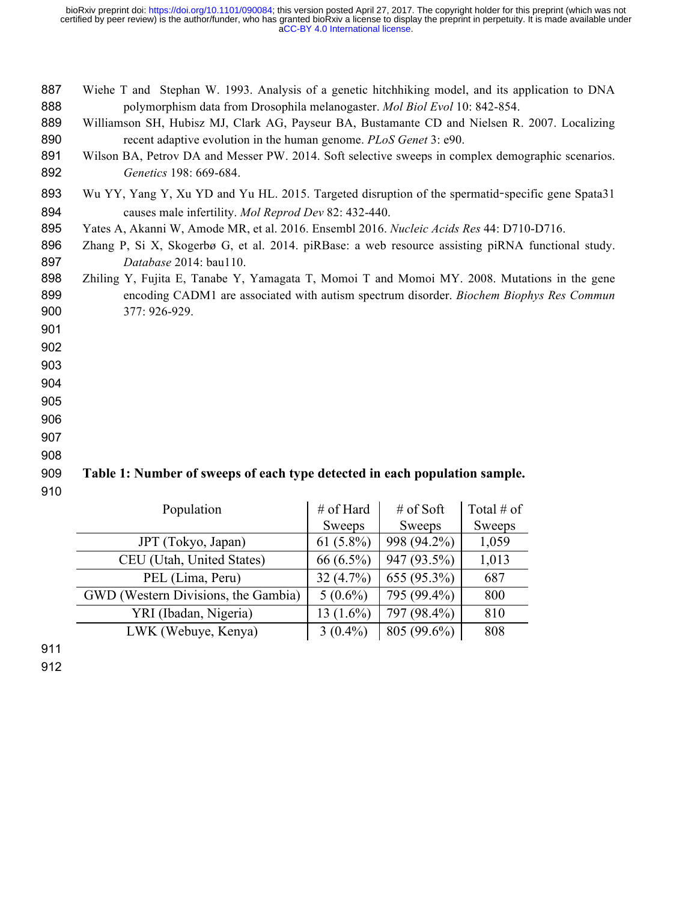Wiehe T and Stephan W. 1993. Analysis of a genetic hitchhiking model, and its application to DNA polymorphism data from Drosophila melanogaster. *Mol Biol Evol* 10: 842-854.

Williamson SH, Hubisz MJ, Clark AG, Payseur BA, Bustamante CD and Nielsen R. 2007. Localizing recent adaptive evolution in the human genome. *PLoS Genet* 3: e90.

Wilson BA, Petrov DA and Messer PW. 2014. Soft selective sweeps in complex demographic scenarios. *Genetics* 198: 669-684.

Wu YY, Yang Y, Xu YD and Yu HL. 2015. Targeted disruption of the spermatid-specific gene Spata31 causes male infertility. *Mol Reprod Dev* 82: 432-440.

Yates A, Akanni W, Amode MR, et al. 2016. Ensembl 2016. *Nucleic Acids Res* 44: D710-D716.

Zhang P, Si X, Skogerbø G, et al. 2014. piRBase: a web resource assisting piRNA functional study. *Database* 2014: bau110.

Zhiling Y, Fujita E, Tanabe Y, Yamagata T, Momoi T and Momoi MY. 2008. Mutations in the gene encoding CADM1 are associated with autism spectrum disorder. *Biochem Biophys Res Commun* 377: 926-929.

**Table 1: Number of sweeps of each type detected in each population sample.**

| Population | # of Hard Sweeps | # of Soft Sweeps | Total # of Sweeps |
|---|---|---|---|
| JPT (Tokyo, Japan) | 61 (5.8%) | 998 (94.2%) | 1,059 |
| CEU (Utah, United States) | 66 (6.5%) | 947 (93.5%) | 1,013 |
| PEL (Lima, Peru) | 32 (4.7%) | 655 (95.3%) | 687 |
| GWD (Western Divisions, the Gambia) | 5 (0.6%) | 795 (99.4%) | 800 |
| YRI (Ibadan, Nigeria) | 13 (1.6%) | 797 (98.4%) | 810 |
| LWK (Webuye, Kenya) | 3 (0.4%) | 805 (99.6%) | 808 |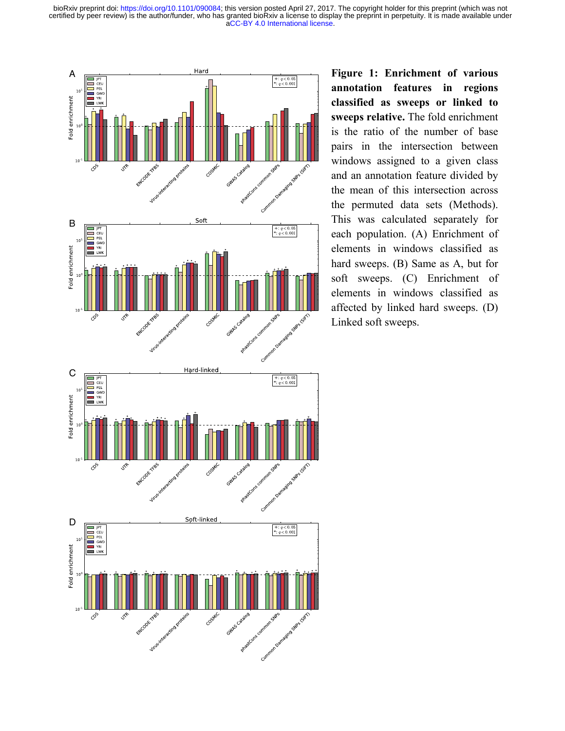**Figure 1: Enrichment of various annotation features in regions classified as sweeps or linked to sweeps relative.** The fold enrichment is the ratio of the number of base pairs in the intersection between windows assigned to a given class and an annotation feature divided by the mean of this intersection across the permuted data sets (Methods). This was calculated separately for each population. (A) Enrichment of elements in windows classified as hard sweeps. (B) Same as A, but for soft sweeps. (C) Enrichment of elements in windows classified as affected by linked hard sweeps. (D) Linked soft sweeps.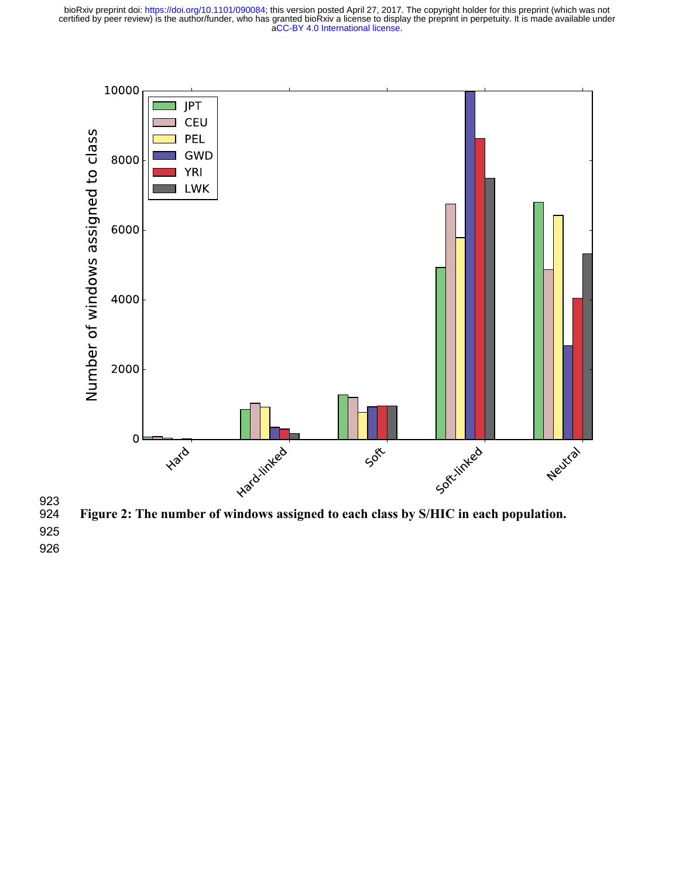**Figure 2: The number of windows assigned to each class by S/HIC in each population.**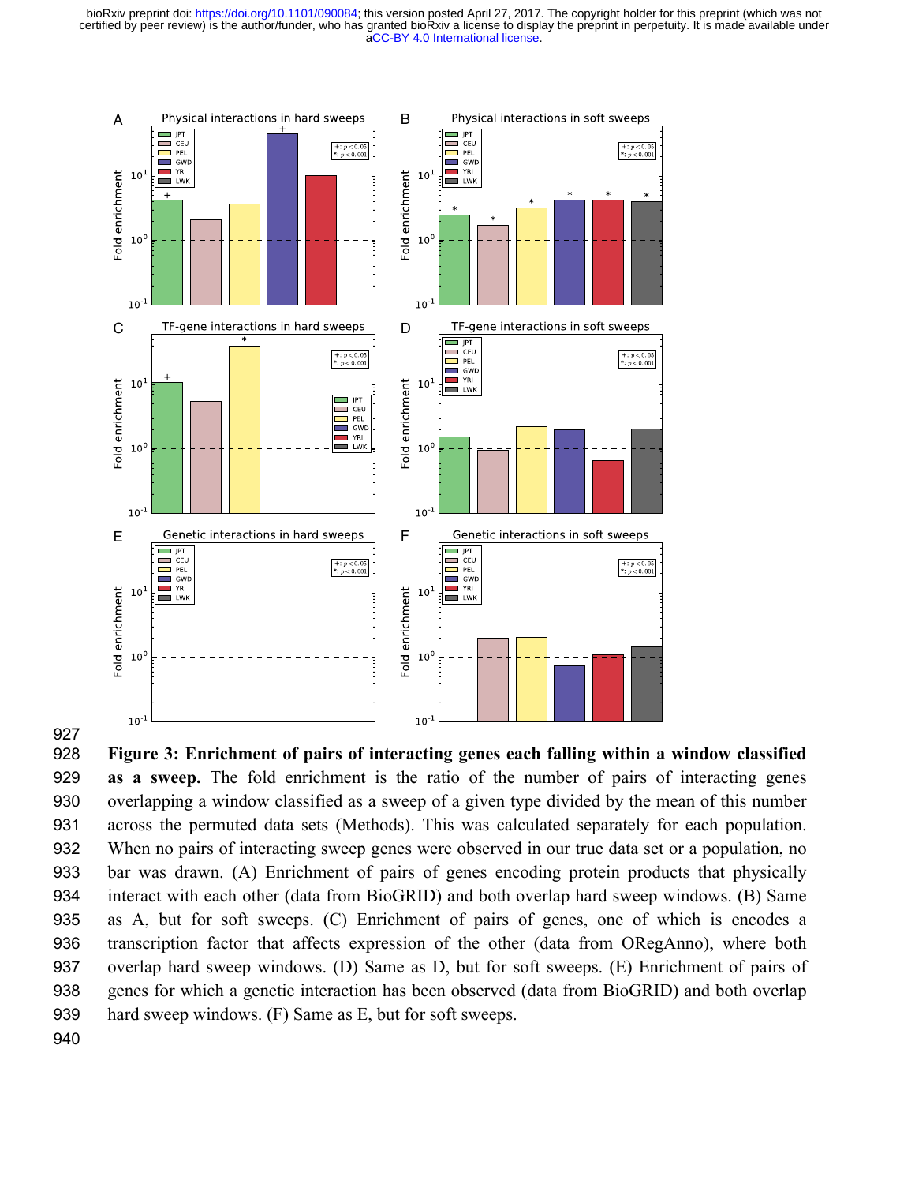**Figure 3: Enrichment of pairs of interacting genes each falling within a window classified as a sweep.** The fold enrichment is the ratio of the number of pairs of interacting genes overlapping a window classified as a sweep of a given type divided by the mean of this number across the permuted data sets (Methods). This was calculated separately for each population. When no pairs of interacting sweep genes were observed in our true data set or a population, no bar was drawn. (A) Enrichment of pairs of genes encoding protein products that physically interact with each other (data from BioGRID) and both overlap hard sweep windows. (B) Same as A, but for soft sweeps. (C) Enrichment of pairs of genes, one of which is encodes a transcription factor that affects expression of the other (data from ORegAnno), where both overlap hard sweep windows. (D) Same as D, but for soft sweeps. (E) Enrichment of pairs of genes for which a genetic interaction has been observed (data from BioGRID) and both overlap hard sweep windows. (F) Same as E, but for soft sweeps.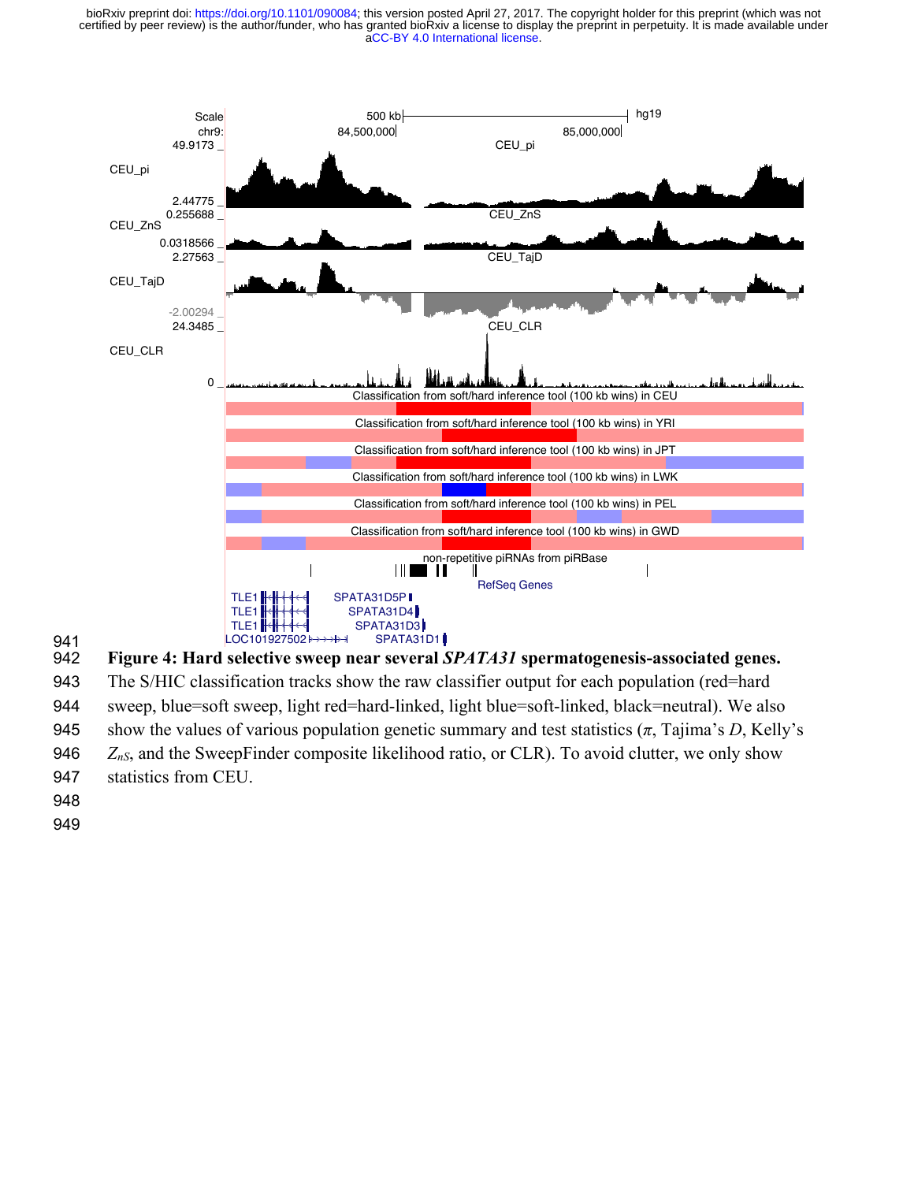**Figure 4: Hard selective sweep near several *SPATA31* spermatogenesis-associated genes.** The S/HIC classification tracks show the raw classifier output for each population (red=hard sweep, blue=soft sweep, light red=hard-linked, light blue=soft-linked, black=neutral). We also show the values of various population genetic summary and test statistics ($\pi$, Tajima's $D$, Kelly's $Z_{nS}$, and the SweepFinder composite likelihood ratio, or CLR). To avoid clutter, we only show statistics from CEU.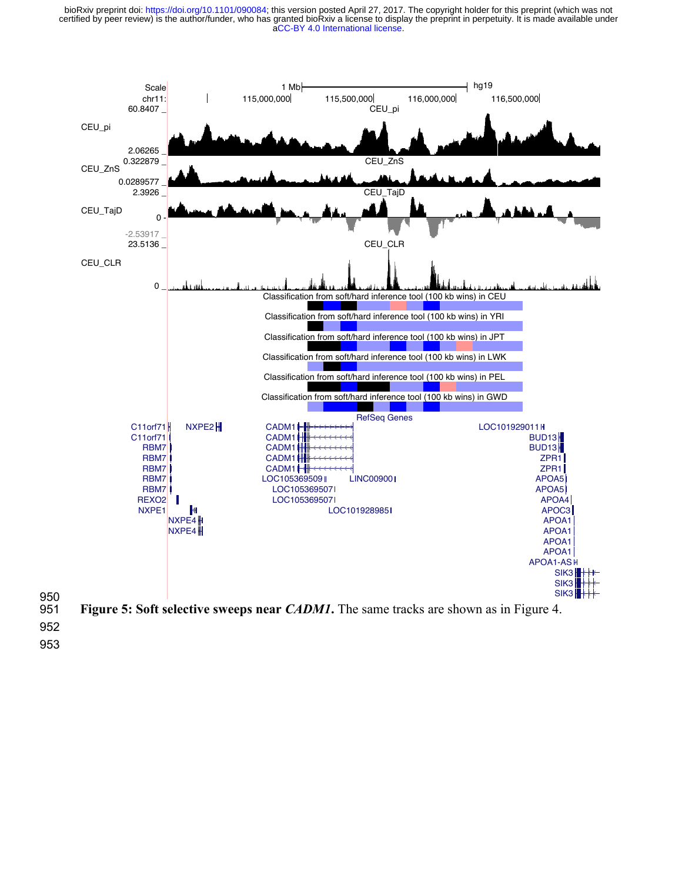**Figure 5: Soft selective sweeps near *CADM1*.** The same tracks are shown as in Figure 4.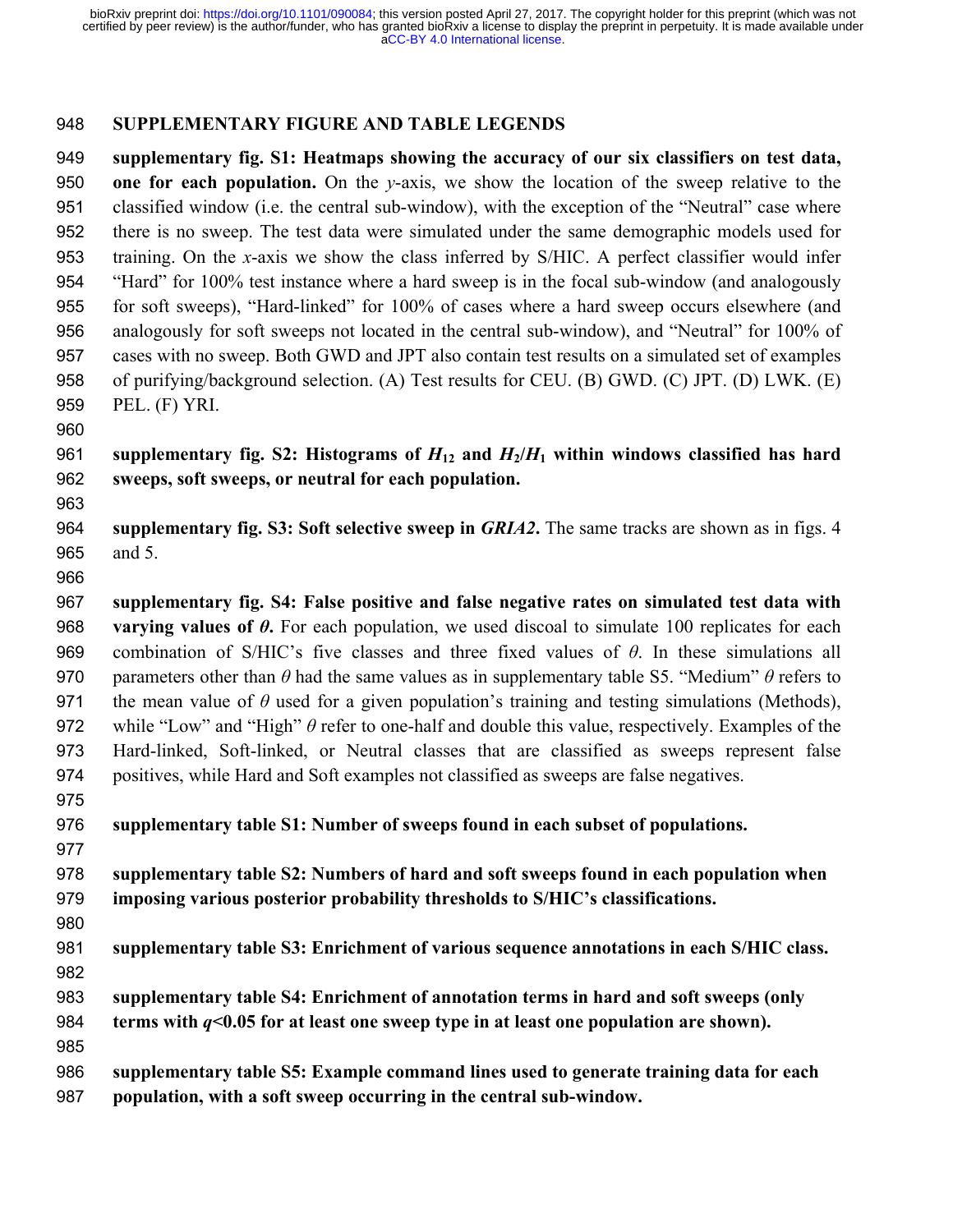## SUPPLEMENTARY FIGURE AND TABLE LEGENDS

**supplementary fig. S1: Heatmaps showing the accuracy of our six classifiers on test data, one for each population.** On the *y*-axis, we show the location of the sweep relative to the classified window (i.e. the central sub-window), with the exception of the "Neutral" case where there is no sweep. The test data were simulated under the same demographic models used for training. On the *x*-axis we show the class inferred by S/HIC. A perfect classifier would infer "Hard" for 100% test instance where a hard sweep is in the focal sub-window (and analogously for soft sweeps), "Hard-linked" for 100% of cases where a hard sweep occurs elsewhere (and analogously for soft sweeps not located in the central sub-window), and "Neutral" for 100% of cases with no sweep. Both GWD and JPT also contain test results on a simulated set of examples of purifying/background selection. (A) Test results for CEU. (B) GWD. (C) JPT. (D) LWK. (E) PEL. (F) YRI.

**supplementary fig. S2: Histograms of $H_{12}$ and $H_2/H_1$ within windows classified has hard sweeps, soft sweeps, or neutral for each population.**

**supplementary fig. S3: Soft selective sweep in *GRIA2*.** The same tracks are shown as in figs. 4 and 5.

**supplementary fig. S4: False positive and false negative rates on simulated test data with varying values of $\theta$.** For each population, we used discoal to simulate 100 replicates for each combination of S/HIC's five classes and three fixed values of $\theta$. In these simulations all parameters other than $\theta$ had the same values as in supplementary table S5. "Medium" $\theta$ refers to the mean value of $\theta$ used for a given population's training and testing simulations (Methods), while "Low" and "High" $\theta$ refer to one-half and double this value, respectively. Examples of the Hard-linked, Soft-linked, or Neutral classes that are classified as sweeps represent false positives, while Hard and Soft examples not classified as sweeps are false negatives.

**supplementary table S1: Number of sweeps found in each subset of populations.**

**supplementary table S2: Numbers of hard and soft sweeps found in each population when imposing various posterior probability thresholds to S/HIC's classifications.**

**supplementary table S3: Enrichment of various sequence annotations in each S/HIC class.**

**supplementary table S4: Enrichment of annotation terms in hard and soft sweeps (only terms with $q$<0.05 for at least one sweep type in at least one population are shown).**

**supplementary table S5: Example command lines used to generate training data for each population, with a soft sweep occurring in the central sub-window.**